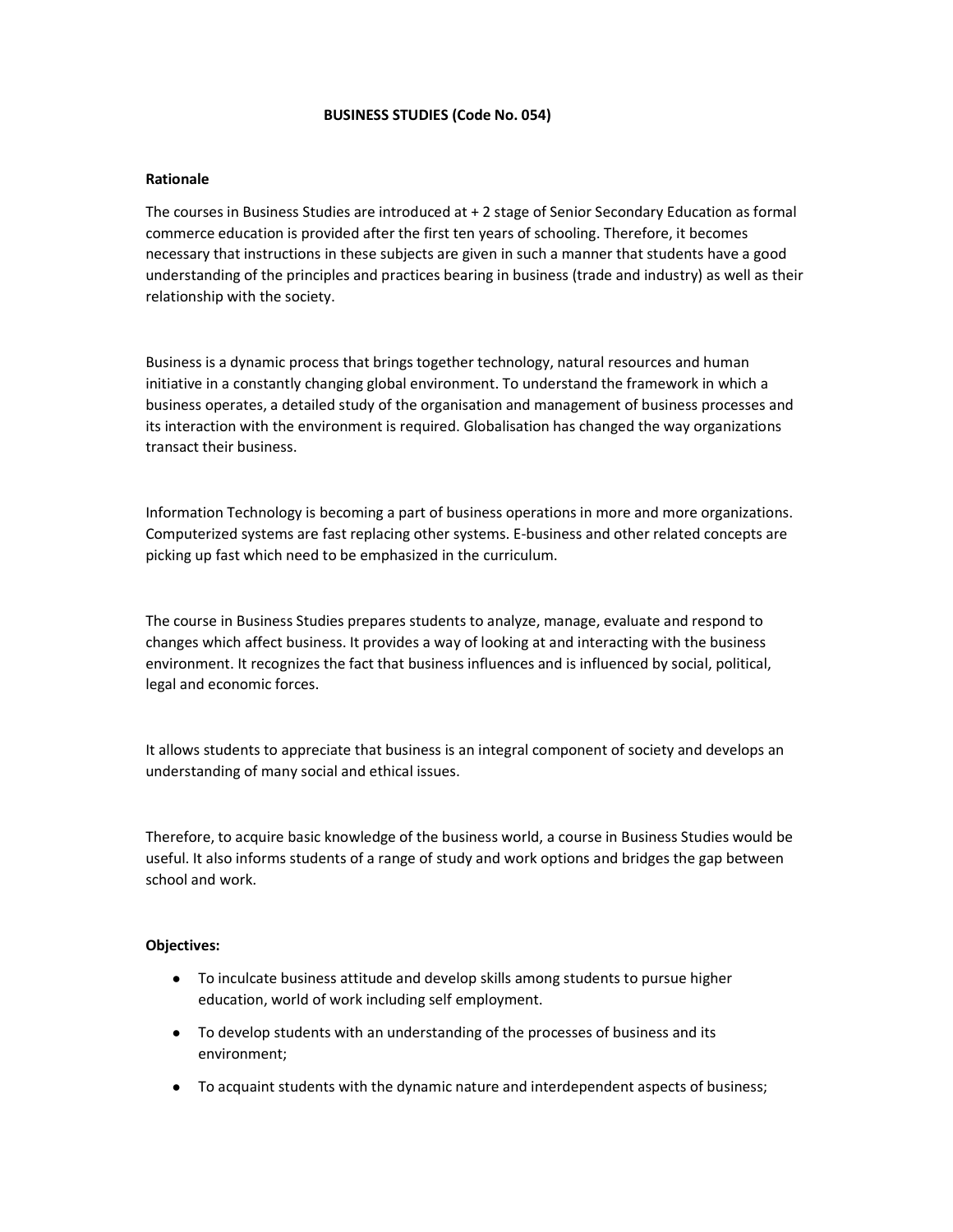# BUSINESS STUDIES (Code No. 054)

## Rationale

The courses in Business Studies are introduced at + 2 stage of Senior Secondary Education as formal commerce education is provided after the first ten years of schooling. Therefore, it becomes necessary that instructions in these subjects are given in such a manner that students have a good understanding of the principles and practices bearing in business (trade and industry) as well as their relationship with the society.

Business is a dynamic process that brings together technology, natural resources and human initiative in a constantly changing global environment. To understand the framework in which a business operates, a detailed study of the organisation and management of business processes and its interaction with the environment is required. Globalisation has changed the way organizations transact their business.

Information Technology is becoming a part of business operations in more and more organizations. Computerized systems are fast replacing other systems. E-business and other related concepts are picking up fast which need to be emphasized in the curriculum.

The course in Business Studies prepares students to analyze, manage, evaluate and respond to changes which affect business. It provides a way of looking at and interacting with the business environment. It recognizes the fact that business influences and is influenced by social, political, legal and economic forces.

It allows students to appreciate that business is an integral component of society and develops an understanding of many social and ethical issues.

Therefore, to acquire basic knowledge of the business world, a course in Business Studies would be useful. It also informs students of a range of study and work options and bridges the gap between school and work.

## Objectives:

- To inculcate business attitude and develop skills among students to pursue higher education, world of work including self employment.
- To develop students with an understanding of the processes of business and its environment;
- To acquaint students with the dynamic nature and interdependent aspects of business;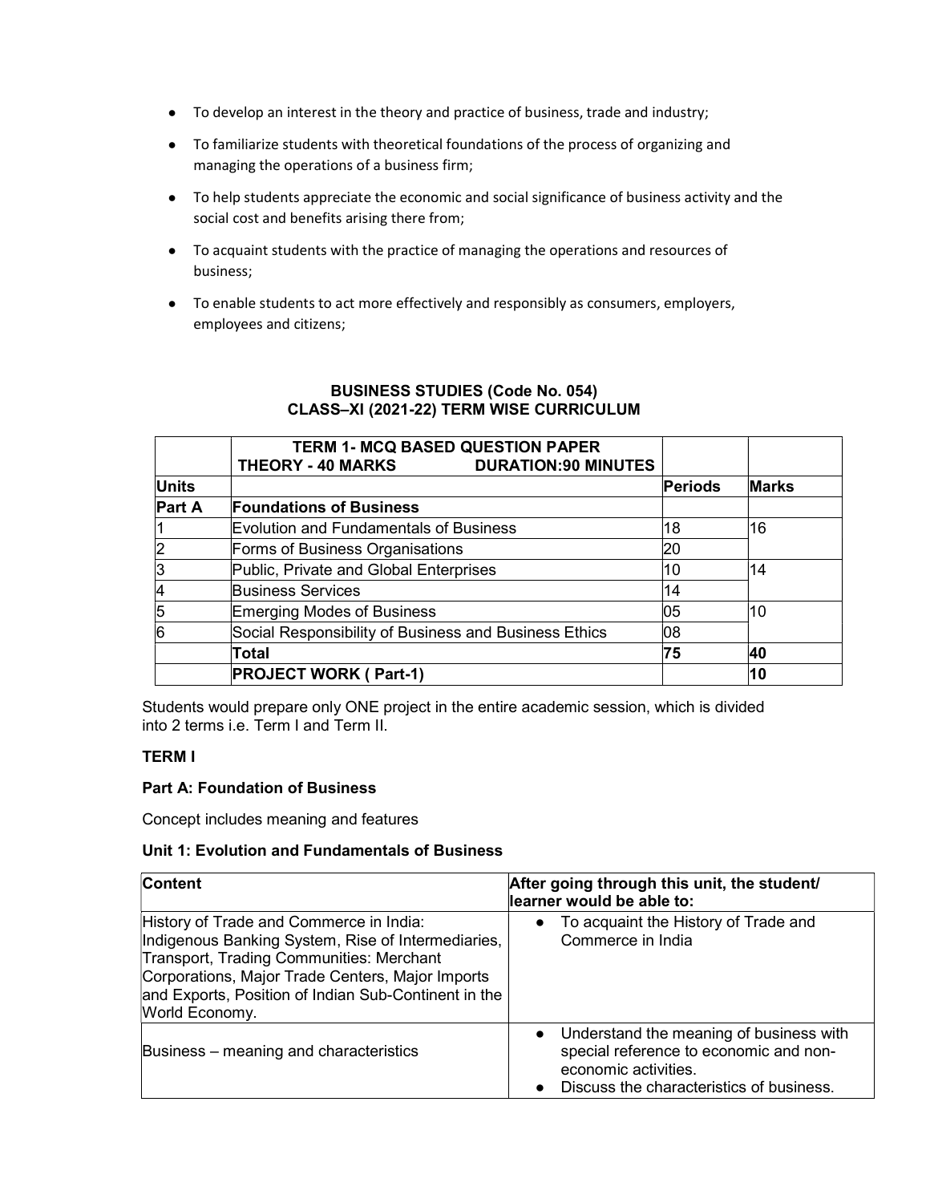- To develop an interest in the theory and practice of business, trade and industry;
- To familiarize students with theoretical foundations of the process of organizing and managing the operations of a business firm;
- To help students appreciate the economic and social significance of business activity and the social cost and benefits arising there from;
- To acquaint students with the practice of managing the operations and resources of business;
- To enable students to act more effectively and responsibly as consumers, employers, employees and citizens;

## BUSINESS STUDIES (Code No. 054)
## CLASS–XI (2021-22) TERM WISE CURRICULUM

| | **TERM 1- MCQ BASED QUESTION PAPER** **THEORY - 40 MARKS DURATION:90 MINUTES** | | |
|---|---|---|---|
| **Units** | | **Periods** | **Marks** |
| **Part A** | **Foundations of Business** | | |
| 1 | Evolution and Fundamentals of Business | 18 | 16 |
| 2 | Forms of Business Organisations | 20 | |
| 3 | Public, Private and Global Enterprises | 10 | 14 |
| 4 | Business Services | 14 | |
| 5 | Emerging Modes of Business | 05 | 10 |
| 6 | Social Responsibility of Business and Business Ethics | 08 | |
| | **Total** | **75** | **40** |
| | **PROJECT WORK ( Part-1)** | | **10** |

Students would prepare only ONE project in the entire academic session, which is divided into 2 terms i.e. Term I and Term II.

**TERM I**

**Part A: Foundation of Business**

Concept includes meaning and features

**Unit 1: Evolution and Fundamentals of Business**

| **Content** | **After going through this unit, the student/ learner would be able to:** |
|---|---|
| History of Trade and Commerce in India: Indigenous Banking System, Rise of Intermediaries, Transport, Trading Communities: Merchant Corporations, Major Trade Centers, Major Imports and Exports, Position of Indian Sub-Continent in the World Economy. | • To acquaint the History of Trade and Commerce in India |
| Business – meaning and characteristics | • Understand the meaning of business with special reference to economic and non-economic activities. • Discuss the characteristics of business. |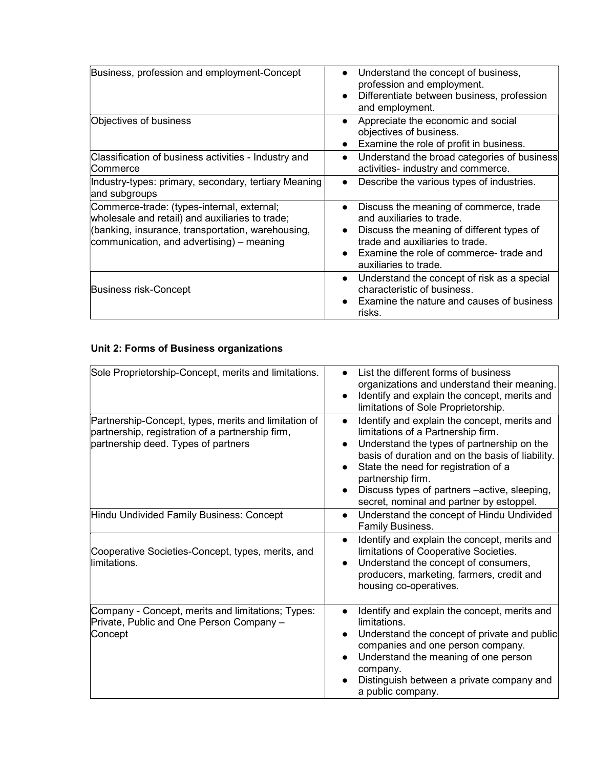| Business, profession and employment-Concept | • Understand the concept of business, profession and employment.<br>• Differentiate between business, profession and employment. |
|---|---|
| Objectives of business | • Appreciate the economic and social objectives of business.<br>• Examine the role of profit in business. |
| Classification of business activities - Industry and Commerce | • Understand the broad categories of business activities- industry and commerce. |
| Industry-types: primary, secondary, tertiary Meaning and subgroups | • Describe the various types of industries. |
| Commerce-trade: (types-internal, external; wholesale and retail) and auxiliaries to trade; (banking, insurance, transportation, warehousing, communication, and advertising) – meaning | • Discuss the meaning of commerce, trade and auxiliaries to trade.<br>• Discuss the meaning of different types of trade and auxiliaries to trade.<br>• Examine the role of commerce- trade and auxiliaries to trade. |
| Business risk-Concept | • Understand the concept of risk as a special characteristic of business.<br>• Examine the nature and causes of business risks. |

**Unit 2: Forms of Business organizations**

| Sole Proprietorship-Concept, merits and limitations. | • List the different forms of business organizations and understand their meaning.<br>• Identify and explain the concept, merits and limitations of Sole Proprietorship. |
|---|---|
| Partnership-Concept, types, merits and limitation of partnership, registration of a partnership firm, partnership deed. Types of partners | • Identify and explain the concept, merits and limitations of a Partnership firm.<br>• Understand the types of partnership on the basis of duration and on the basis of liability.<br>• State the need for registration of a partnership firm.<br>• Discuss types of partners –active, sleeping, secret, nominal and partner by estoppel. |
| Hindu Undivided Family Business: Concept | • Understand the concept of Hindu Undivided Family Business. |
| Cooperative Societies-Concept, types, merits, and limitations. | • Identify and explain the concept, merits and limitations of Cooperative Societies.<br>• Understand the concept of consumers, producers, marketing, farmers, credit and housing co-operatives. |
| Company - Concept, merits and limitations; Types: Private, Public and One Person Company – Concept | • Identify and explain the concept, merits and limitations.<br>• Understand the concept of private and public companies and one person company.<br>• Understand the meaning of one person company.<br>• Distinguish between a private company and a public company. |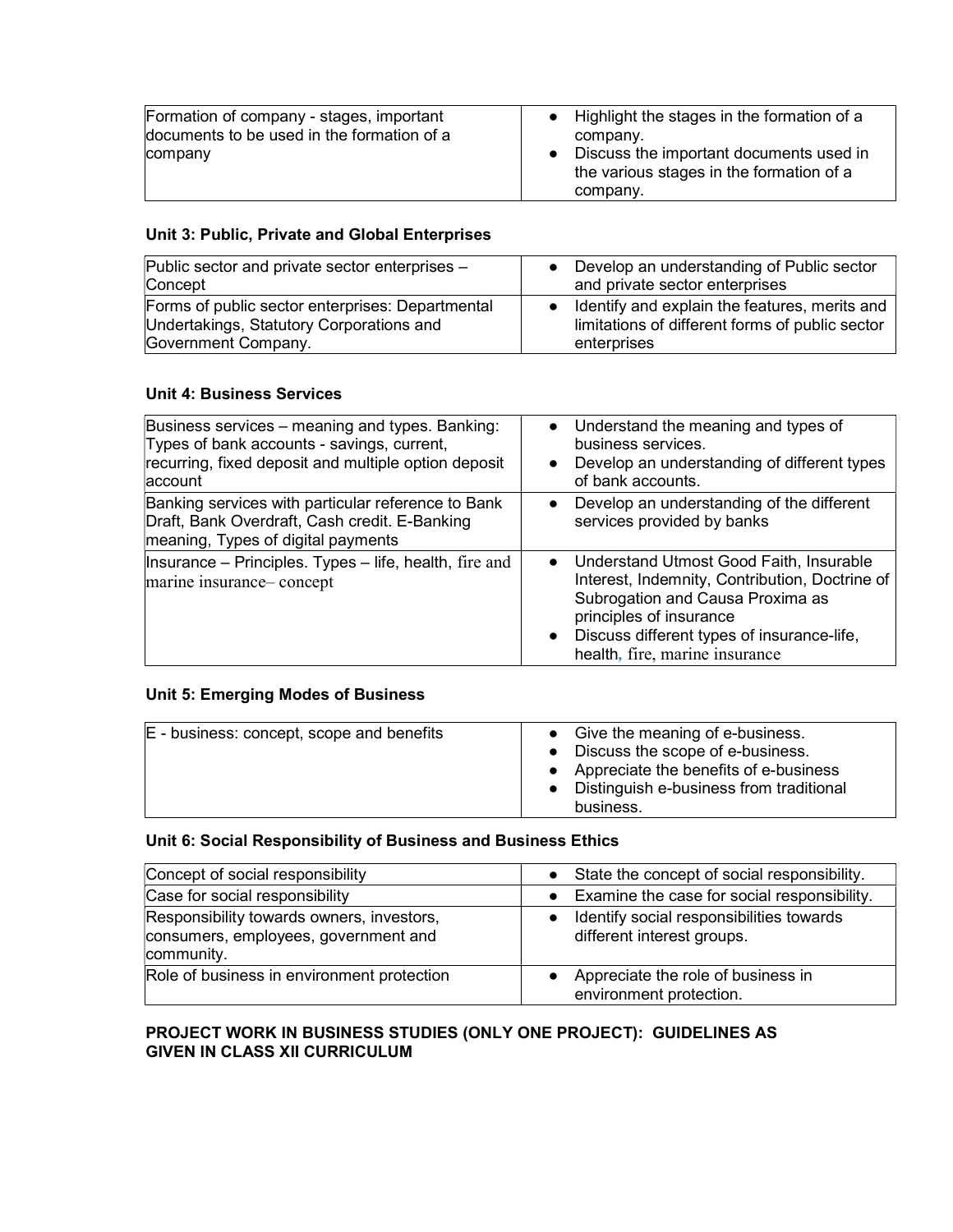| Formation of company - stages, important documents to be used in the formation of a company | ● Highlight the stages in the formation of a company.<br>● Discuss the important documents used in the various stages in the formation of a company. |
|---|---|

### Unit 3: Public, Private and Global Enterprises

| Public sector and private sector enterprises – Concept | ● Develop an understanding of Public sector and private sector enterprises |
|---|---|
| Forms of public sector enterprises: Departmental Undertakings, Statutory Corporations and Government Company. | ● Identify and explain the features, merits and limitations of different forms of public sector enterprises |

### Unit 4: Business Services

| Business services – meaning and types. Banking: Types of bank accounts - savings, current, recurring, fixed deposit and multiple option deposit account | ● Understand the meaning and types of business services.<br>● Develop an understanding of different types of bank accounts. |
|---|---|
| Banking services with particular reference to Bank Draft, Bank Overdraft, Cash credit. E-Banking meaning, Types of digital payments | ● Develop an understanding of the different services provided by banks |
| Insurance – Principles. Types – life, health, fire and marine insurance– concept | ● Understand Utmost Good Faith, Insurable Interest, Indemnity, Contribution, Doctrine of Subrogation and Causa Proxima as principles of insurance<br>● Discuss different types of insurance-life, health, fire, marine insurance |

### Unit 5: Emerging Modes of Business

| E - business: concept, scope and benefits | ● Give the meaning of e-business.<br>● Discuss the scope of e-business.<br>● Appreciate the benefits of e-business<br>● Distinguish e-business from traditional business. |
|---|---|

### Unit 6: Social Responsibility of Business and Business Ethics

| Concept of social responsibility | ● State the concept of social responsibility. |
|---|---|
| Case for social responsibility | ● Examine the case for social responsibility. |
| Responsibility towards owners, investors, consumers, employees, government and community. | ● Identify social responsibilities towards different interest groups. |
| Role of business in environment protection | ● Appreciate the role of business in environment protection. |

**PROJECT WORK IN BUSINESS STUDIES (ONLY ONE PROJECT): GUIDELINES AS GIVEN IN CLASS XII CURRICULUM**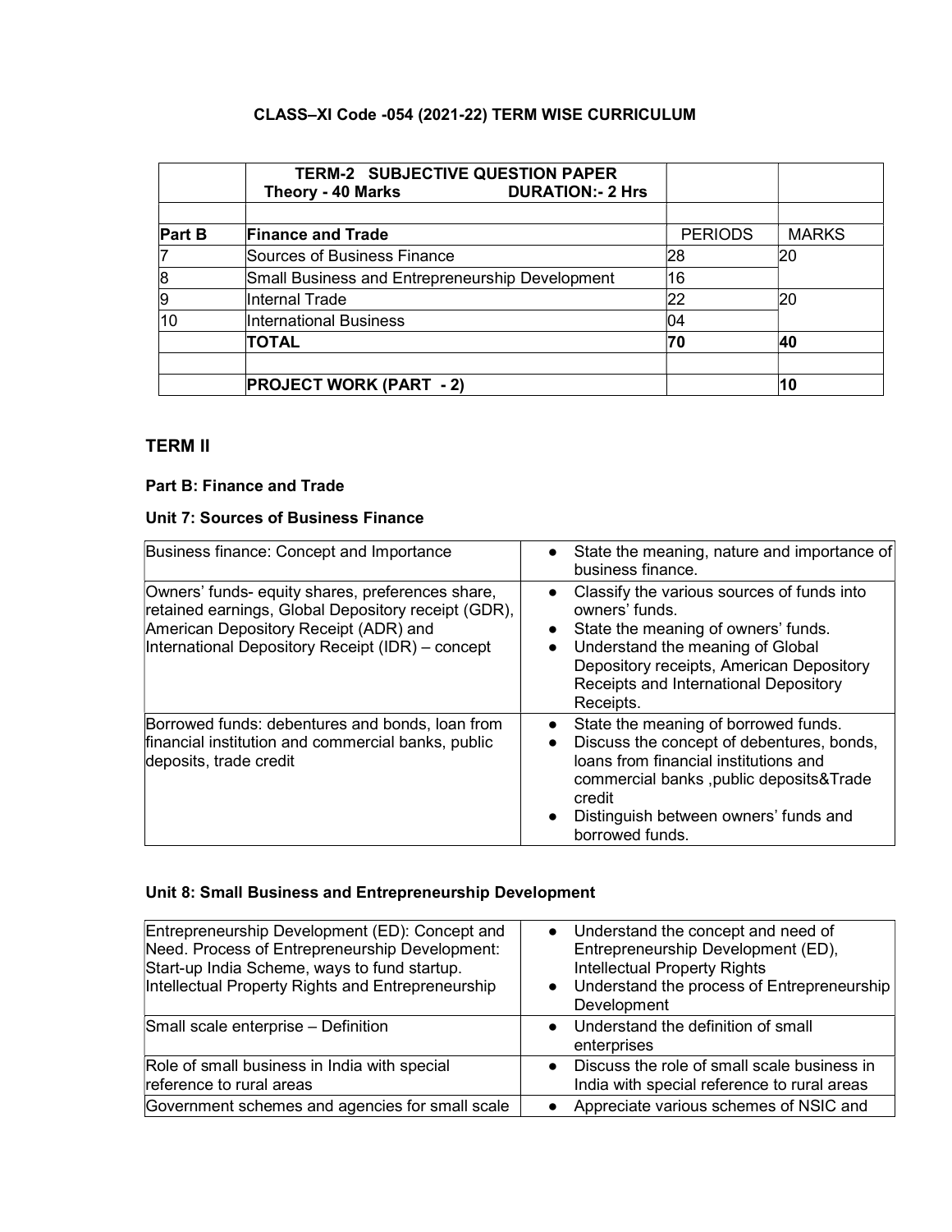**CLASS–XI Code -054 (2021-22) TERM WISE CURRICULUM**

| | **TERM-2 SUBJECTIVE QUESTION PAPER** Theory - 40 Marks DURATION:- 2 Hrs | | |
|---|---|---|---|
| | | | |
| **Part B** | **Finance and Trade** | PERIODS | MARKS |
| 7 | Sources of Business Finance | 28 | 20 |
| 8 | Small Business and Entrepreneurship Development | 16 | |
| 9 | Internal Trade | 22 | 20 |
| 10 | International Business | 04 | |
| | **TOTAL** | **70** | **40** |
| | | | |
| | **PROJECT WORK (PART - 2)** | | **10** |

## TERM II

### Part B: Finance and Trade

### Unit 7: Sources of Business Finance

| | |
|---|---|
| Business finance: Concept and Importance | • State the meaning, nature and importance of business finance. |
| Owners' funds- equity shares, preferences share, retained earnings, Global Depository receipt (GDR), American Depository Receipt (ADR) and International Depository Receipt (IDR) – concept | • Classify the various sources of funds into owners' funds.<br>• State the meaning of owners' funds.<br>• Understand the meaning of Global Depository receipts, American Depository Receipts and International Depository Receipts. |
| Borrowed funds: debentures and bonds, loan from financial institution and commercial banks, public deposits, trade credit | • State the meaning of borrowed funds.<br>• Discuss the concept of debentures, bonds, loans from financial institutions and commercial banks ,public deposits&Trade credit<br>• Distinguish between owners' funds and borrowed funds. |

### Unit 8: Small Business and Entrepreneurship Development

| | |
|---|---|
| Entrepreneurship Development (ED): Concept and Need. Process of Entrepreneurship Development: Start-up India Scheme, ways to fund startup. Intellectual Property Rights and Entrepreneurship | • Understand the concept and need of Entrepreneurship Development (ED), Intellectual Property Rights<br>• Understand the process of Entrepreneurship Development |
| Small scale enterprise – Definition | • Understand the definition of small enterprises |
| Role of small business in India with special reference to rural areas | • Discuss the role of small scale business in India with special reference to rural areas |
| Government schemes and agencies for small scale | • Appreciate various schemes of NSIC and |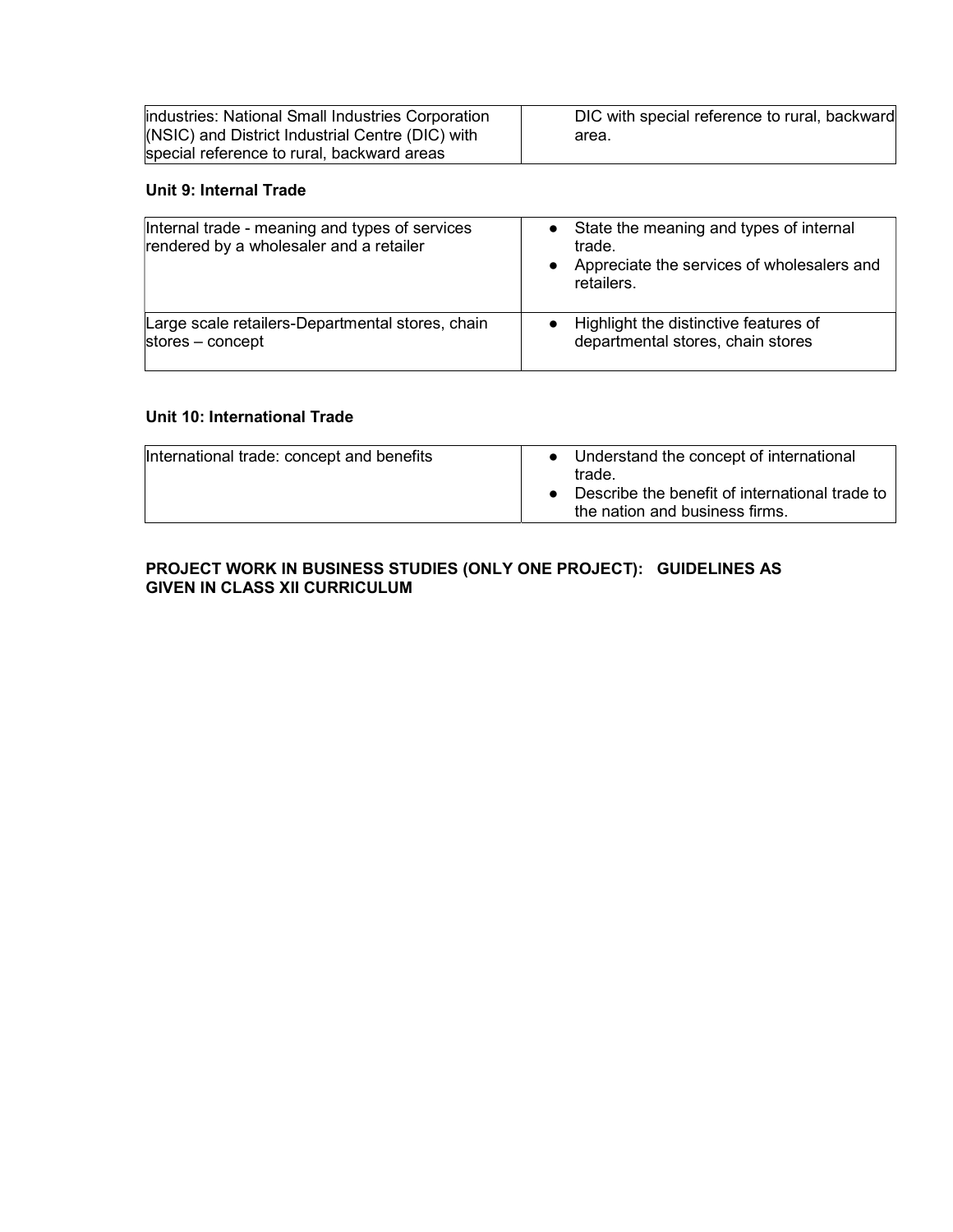| | |
|---|---|
| industries: National Small Industries Corporation (NSIC) and District Industrial Centre (DIC) with special reference to rural, backward areas | DIC with special reference to rural, backward area. |

**Unit 9: Internal Trade**

| | |
|---|---|
| Internal trade - meaning and types of services rendered by a wholesaler and a retailer | • State the meaning and types of internal trade.<br>• Appreciate the services of wholesalers and retailers. |
| Large scale retailers-Departmental stores, chain stores – concept | • Highlight the distinctive features of departmental stores, chain stores |

**Unit 10: International Trade**

| | |
|---|---|
| International trade: concept and benefits | • Understand the concept of international trade.<br>• Describe the benefit of international trade to the nation and business firms. |

**PROJECT WORK IN BUSINESS STUDIES (ONLY ONE PROJECT): GUIDELINES AS GIVEN IN CLASS XII CURRICULUM**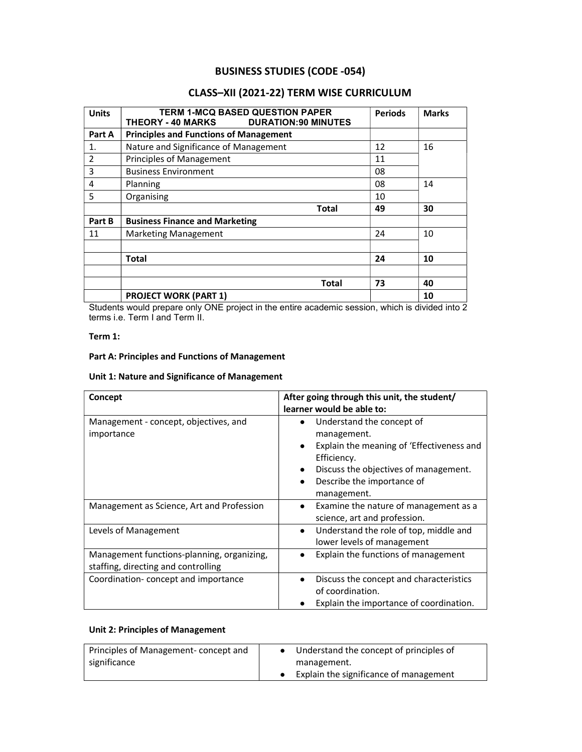## BUSINESS STUDIES (CODE -054)

## CLASS–XII (2021-22) TERM WISE CURRICULUM

| Units | TERM 1-MCQ BASED QUESTION PAPER THEORY - 40 MARKS DURATION:90 MINUTES | Periods | Marks |
|---|---|---|---|
| Part A | **Principles and Functions of Management** | | |
| 1. | Nature and Significance of Management | 12 | 16 |
| 2 | Principles of Management | 11 | |
| 3 | Business Environment | 08 | |
| 4 | Planning | 08 | 14 |
| 5 | Organising | 10 | |
| | **Total** | **49** | **30** |
| Part B | **Business Finance and Marketing** | | |
| 11 | Marketing Management | 24 | 10 |
| | | | |
| | **Total** | **24** | **10** |
| | | | |
| | **Total** | **73** | **40** |
| | **PROJECT WORK (PART 1)** | | **10** |

Students would prepare only ONE project in the entire academic session, which is divided into 2 terms i.e. Term I and Term II.

**Term 1:**

**Part A: Principles and Functions of Management**

**Unit 1: Nature and Significance of Management**

| Concept | After going through this unit, the student/ learner would be able to: |
|---|---|
| Management - concept, objectives, and importance | • Understand the concept of management.<br>• Explain the meaning of 'Effectiveness and Efficiency.<br>• Discuss the objectives of management.<br>• Describe the importance of management. |
| Management as Science, Art and Profession | • Examine the nature of management as a science, art and profession. |
| Levels of Management | • Understand the role of top, middle and lower levels of management |
| Management functions-planning, organizing, staffing, directing and controlling | • Explain the functions of management |
| Coordination- concept and importance | • Discuss the concept and characteristics of coordination.<br>• Explain the importance of coordination. |

**Unit 2: Principles of Management**

| Principles of Management- concept and significance | • Understand the concept of principles of management.<br>• Explain the significance of management |
|---|---|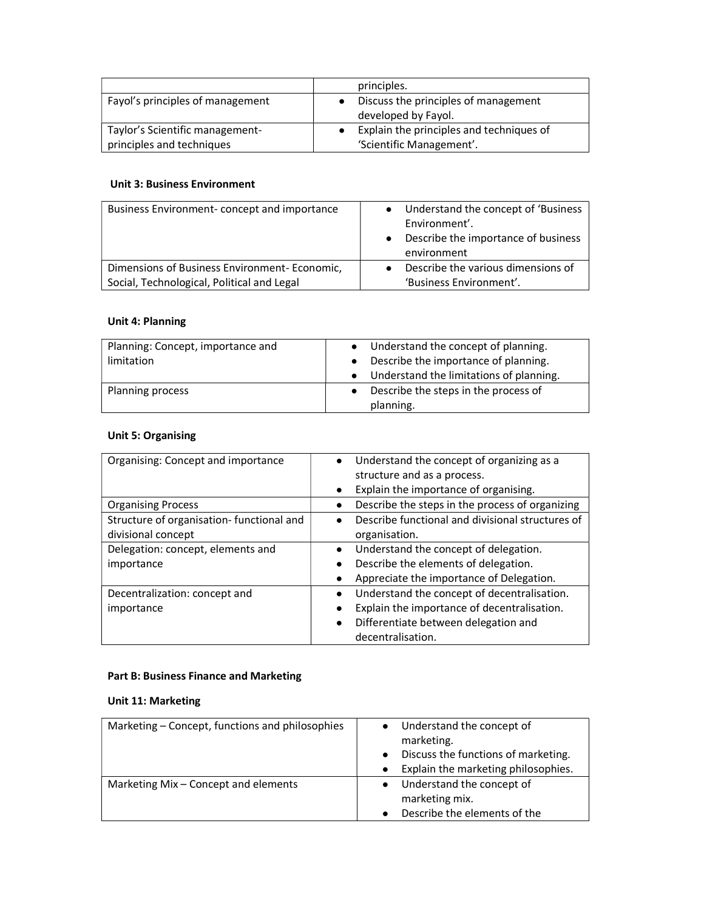| | principles. |
|---|---|
| Fayol's principles of management | • Discuss the principles of management developed by Fayol. |
| Taylor's Scientific management- principles and techniques | • Explain the principles and techniques of 'Scientific Management'. |

**Unit 3: Business Environment**

| Business Environment- concept and importance | • Understand the concept of 'Business Environment'.<br>• Describe the importance of business environment |
|---|---|
| Dimensions of Business Environment- Economic, Social, Technological, Political and Legal | • Describe the various dimensions of 'Business Environment'. |

**Unit 4: Planning**

| Planning: Concept, importance and limitation | • Understand the concept of planning.<br>• Describe the importance of planning.<br>• Understand the limitations of planning. |
|---|---|
| Planning process | • Describe the steps in the process of planning. |

**Unit 5: Organising**

| Organising: Concept and importance | • Understand the concept of organizing as a structure and as a process.<br>• Explain the importance of organising. |
|---|---|
| Organising Process | • Describe the steps in the process of organizing |
| Structure of organisation- functional and divisional concept | • Describe functional and divisional structures of organisation. |
| Delegation: concept, elements and importance | • Understand the concept of delegation.<br>• Describe the elements of delegation.<br>• Appreciate the importance of Delegation. |
| Decentralization: concept and importance | • Understand the concept of decentralisation.<br>• Explain the importance of decentralisation.<br>• Differentiate between delegation and decentralisation. |

**Part B: Business Finance and Marketing**

**Unit 11: Marketing**

| Marketing – Concept, functions and philosophies | • Understand the concept of marketing.<br>• Discuss the functions of marketing.<br>• Explain the marketing philosophies. |
|---|---|
| Marketing Mix – Concept and elements | • Understand the concept of marketing mix.<br>• Describe the elements of the |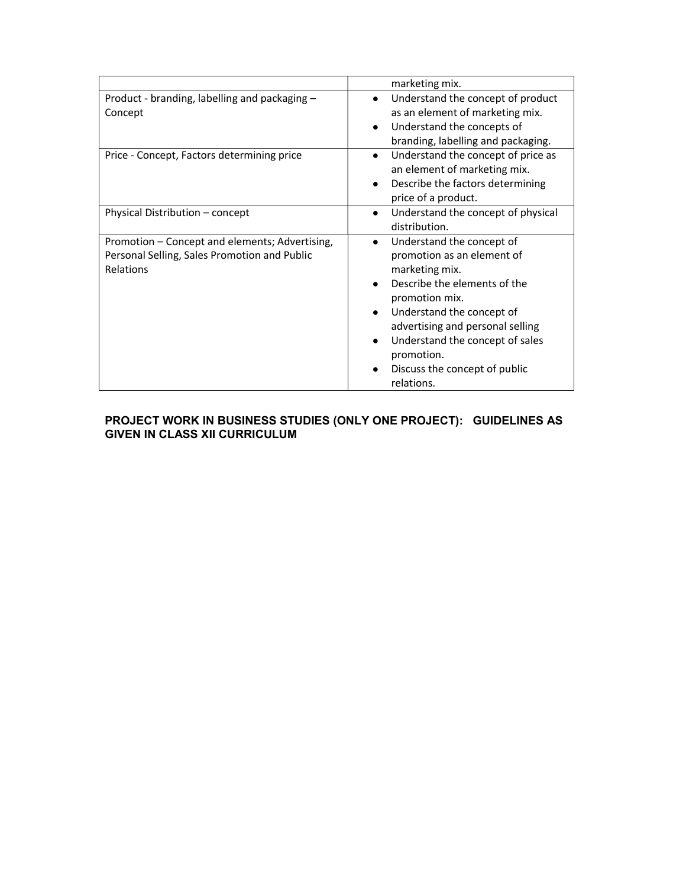| | |
|---|---|
| | marketing mix. |
| Product - branding, labelling and packaging – Concept | • Understand the concept of product as an element of marketing mix.<br>• Understand the concepts of branding, labelling and packaging. |
| Price - Concept, Factors determining price | • Understand the concept of price as an element of marketing mix.<br>• Describe the factors determining price of a product. |
| Physical Distribution – concept | • Understand the concept of physical distribution. |
| Promotion – Concept and elements; Advertising, Personal Selling, Sales Promotion and Public Relations | • Understand the concept of promotion as an element of marketing mix.<br>• Describe the elements of the promotion mix.<br>• Understand the concept of advertising and personal selling<br>• Understand the concept of sales promotion.<br>• Discuss the concept of public relations. |

**PROJECT WORK IN BUSINESS STUDIES (ONLY ONE PROJECT): GUIDELINES AS GIVEN IN CLASS XII CURRICULUM**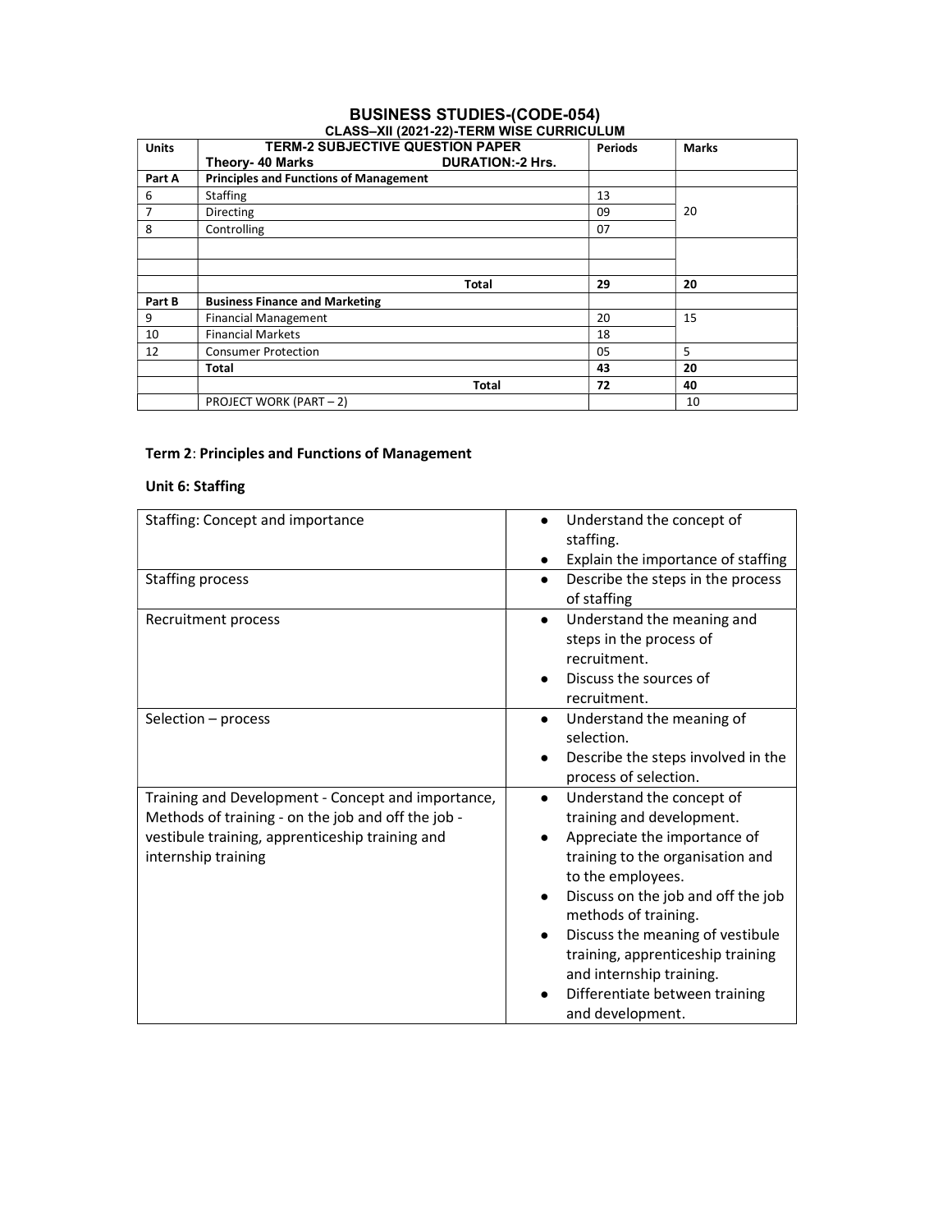# BUSINESS STUDIES-(CODE-054)

## CLASS–XII (2021-22)-TERM WISE CURRICULUM

| Units | TERM-2 SUBJECTIVE QUESTION PAPER<br>Theory- 40 Marks DURATION:-2 Hrs. | Periods | Marks |
|---|---|---|---|
| **Part A** | **Principles and Functions of Management** | | |
| 6 | Staffing | 13 | 20 |
| 7 | Directing | 09 | |
| 8 | Controlling | 07 | |
| | | | |
| | | | |
| | **Total** | **29** | **20** |
| **Part B** | **Business Finance and Marketing** | | |
| 9 | Financial Management | 20 | 15 |
| 10 | Financial Markets | 18 | |
| 12 | Consumer Protection | 05 | 5 |
| | **Total** | **43** | **20** |
| | **Total** | **72** | **40** |
| | PROJECT WORK (PART – 2) | | 10 |

**Term 2**: **Principles and Functions of Management**

**Unit 6: Staffing**

| | |
|---|---|
| Staffing: Concept and importance | • Understand the concept of staffing.<br>• Explain the importance of staffing |
| Staffing process | • Describe the steps in the process of staffing |
| Recruitment process | • Understand the meaning and steps in the process of recruitment.<br>• Discuss the sources of recruitment. |
| Selection – process | • Understand the meaning of selection.<br>• Describe the steps involved in the process of selection. |
| Training and Development - Concept and importance, Methods of training - on the job and off the job - vestibule training, apprenticeship training and internship training | • Understand the concept of training and development.<br>• Appreciate the importance of training to the organisation and to the employees.<br>• Discuss on the job and off the job methods of training.<br>• Discuss the meaning of vestibule training, apprenticeship training and internship training.<br>• Differentiate between training and development. |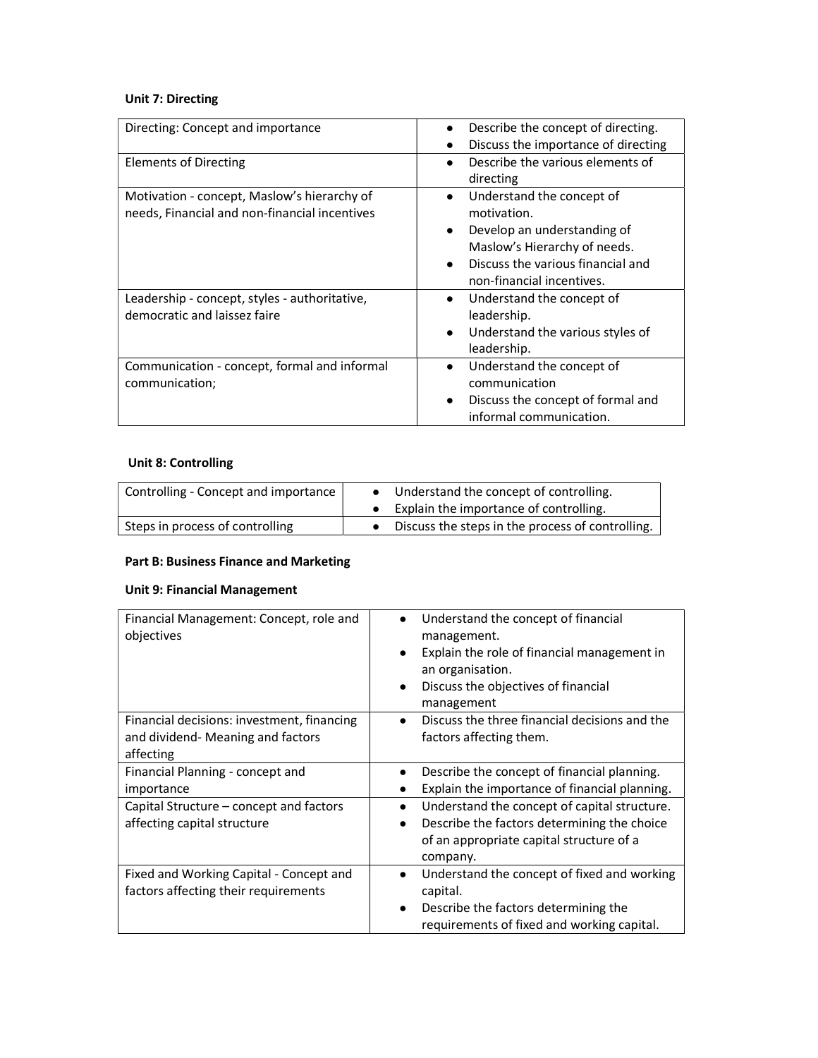**Unit 7: Directing**

| | |
|---|---|
| Directing: Concept and importance | • Describe the concept of directing.<br>• Discuss the importance of directing |
| Elements of Directing | • Describe the various elements of directing |
| Motivation - concept, Maslow's hierarchy of needs, Financial and non-financial incentives | • Understand the concept of motivation.<br>• Develop an understanding of Maslow's Hierarchy of needs.<br>• Discuss the various financial and non-financial incentives. |
| Leadership - concept, styles - authoritative, democratic and laissez faire | • Understand the concept of leadership.<br>• Understand the various styles of leadership. |
| Communication - concept, formal and informal communication; | • Understand the concept of communication<br>• Discuss the concept of formal and informal communication. |

**Unit 8: Controlling**

| | |
|---|---|
| Controlling - Concept and importance | • Understand the concept of controlling.<br>• Explain the importance of controlling. |
| Steps in process of controlling | • Discuss the steps in the process of controlling. |

**Part B: Business Finance and Marketing**

**Unit 9: Financial Management**

| | |
|---|---|
| Financial Management: Concept, role and objectives | • Understand the concept of financial management.<br>• Explain the role of financial management in an organisation.<br>• Discuss the objectives of financial management |
| Financial decisions: investment, financing and dividend- Meaning and factors affecting | • Discuss the three financial decisions and the factors affecting them. |
| Financial Planning - concept and importance | • Describe the concept of financial planning.<br>• Explain the importance of financial planning. |
| Capital Structure – concept and factors affecting capital structure | • Understand the concept of capital structure.<br>• Describe the factors determining the choice of an appropriate capital structure of a company. |
| Fixed and Working Capital - Concept and factors affecting their requirements | • Understand the concept of fixed and working capital.<br>• Describe the factors determining the requirements of fixed and working capital. |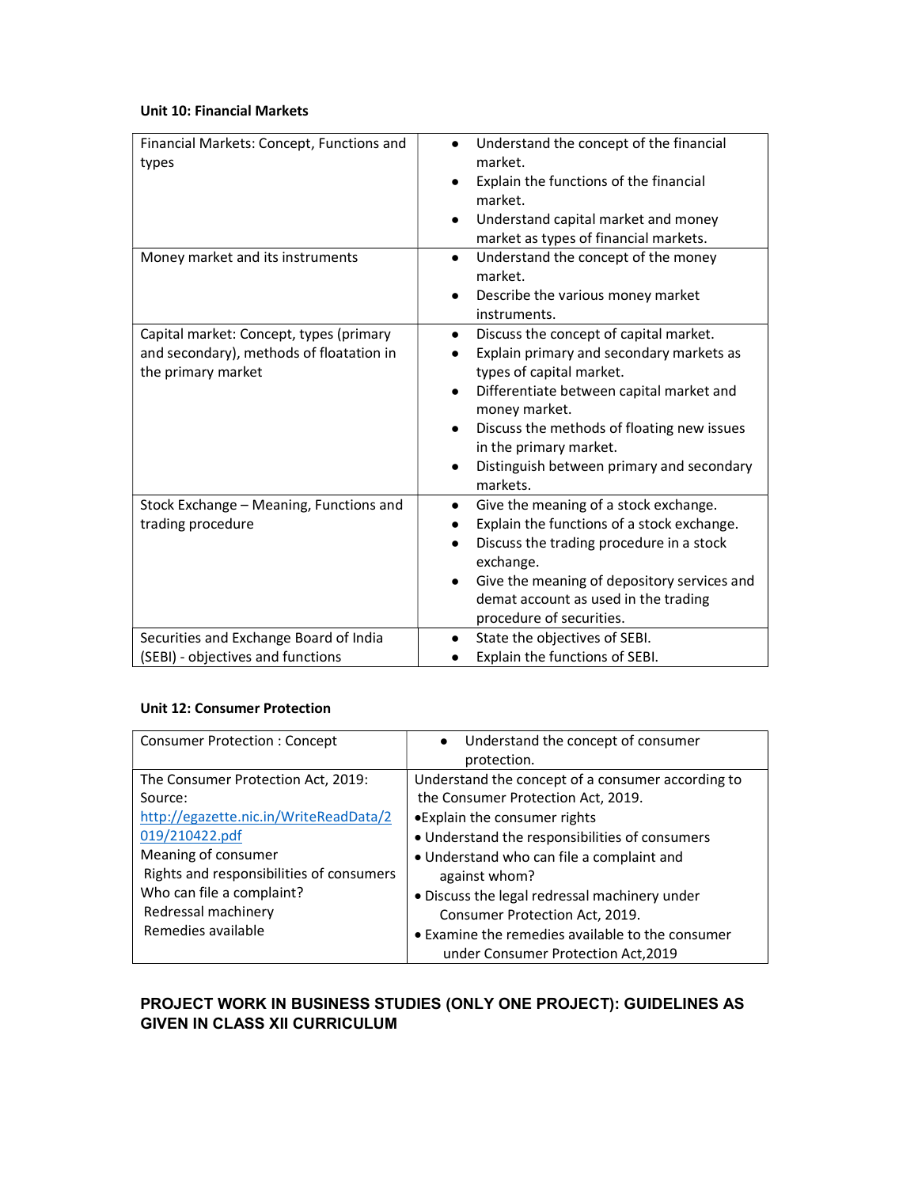**Unit 10: Financial Markets**

| Financial Markets: Concept, Functions and types | • Understand the concept of the financial market.<br>• Explain the functions of the financial market.<br>• Understand capital market and money market as types of financial markets. |
|---|---|
| Money market and its instruments | • Understand the concept of the money market.<br>• Describe the various money market instruments. |
| Capital market: Concept, types (primary and secondary), methods of floatation in the primary market | • Discuss the concept of capital market.<br>• Explain primary and secondary markets as types of capital market.<br>• Differentiate between capital market and money market.<br>• Discuss the methods of floating new issues in the primary market.<br>• Distinguish between primary and secondary markets. |
| Stock Exchange – Meaning, Functions and trading procedure | • Give the meaning of a stock exchange.<br>• Explain the functions of a stock exchange.<br>• Discuss the trading procedure in a stock exchange.<br>• Give the meaning of depository services and demat account as used in the trading procedure of securities. |
| Securities and Exchange Board of India (SEBI) - objectives and functions | • State the objectives of SEBI.<br>• Explain the functions of SEBI. |

**Unit 12: Consumer Protection**

| Consumer Protection : Concept | • Understand the concept of consumer protection. |
|---|---|
| The Consumer Protection Act, 2019:<br>Source: http://egazette.nic.in/WriteReadData/2019/210422.pdf<br>Meaning of consumer<br>Rights and responsibilities of consumers<br>Who can file a complaint?<br>Redressal machinery<br>Remedies available | Understand the concept of a consumer according to the Consumer Protection Act, 2019.<br>• Explain the consumer rights<br>• Understand the responsibilities of consumers<br>• Understand who can file a complaint and against whom?<br>• Discuss the legal redressal machinery under Consumer Protection Act, 2019.<br>• Examine the remedies available to the consumer under Consumer Protection Act,2019 |

**PROJECT WORK IN BUSINESS STUDIES (ONLY ONE PROJECT): GUIDELINES AS GIVEN IN CLASS XII CURRICULUM**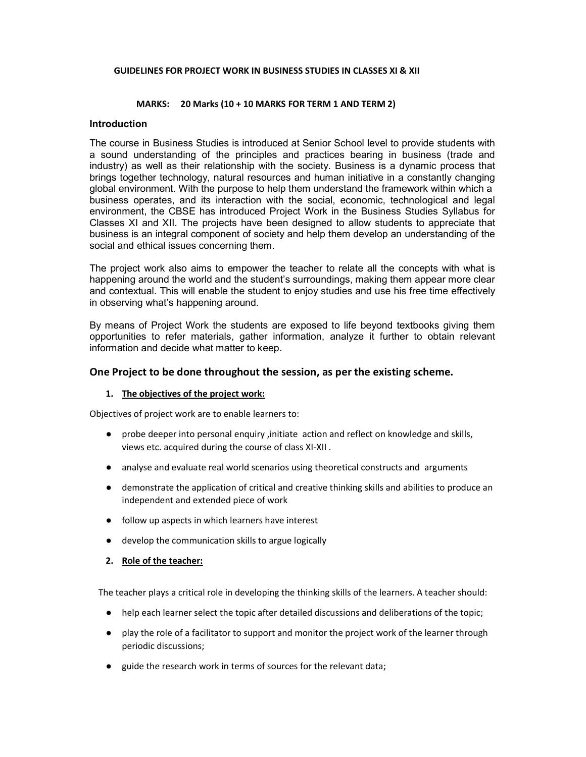## GUIDELINES FOR PROJECT WORK IN BUSINESS STUDIES IN CLASSES XI & XII

**MARKS: 20 Marks (10 + 10 MARKS FOR TERM 1 AND TERM 2)**

### Introduction

The course in Business Studies is introduced at Senior School level to provide students with a sound understanding of the principles and practices bearing in business (trade and industry) as well as their relationship with the society. Business is a dynamic process that brings together technology, natural resources and human initiative in a constantly changing global environment. With the purpose to help them understand the framework within which a business operates, and its interaction with the social, economic, technological and legal environment, the CBSE has introduced Project Work in the Business Studies Syllabus for Classes XI and XII. The projects have been designed to allow students to appreciate that business is an integral component of society and help them develop an understanding of the social and ethical issues concerning them.

The project work also aims to empower the teacher to relate all the concepts with what is happening around the world and the student's surroundings, making them appear more clear and contextual. This will enable the student to enjoy studies and use his free time effectively in observing what's happening around.

By means of Project Work the students are exposed to life beyond textbooks giving them opportunities to refer materials, gather information, analyze it further to obtain relevant information and decide what matter to keep.

### One Project to be done throughout the session, as per the existing scheme.

1. **The objectives of the project work:**

Objectives of project work are to enable learners to:

- probe deeper into personal enquiry ,initiate action and reflect on knowledge and skills, views etc. acquired during the course of class XI-XII .
- analyse and evaluate real world scenarios using theoretical constructs and arguments
- demonstrate the application of critical and creative thinking skills and abilities to produce an independent and extended piece of work
- follow up aspects in which learners have interest
- develop the communication skills to argue logically

2. **Role of the teacher:**

The teacher plays a critical role in developing the thinking skills of the learners. A teacher should:

- help each learner select the topic after detailed discussions and deliberations of the topic;
- play the role of a facilitator to support and monitor the project work of the learner through periodic discussions;
- guide the research work in terms of sources for the relevant data;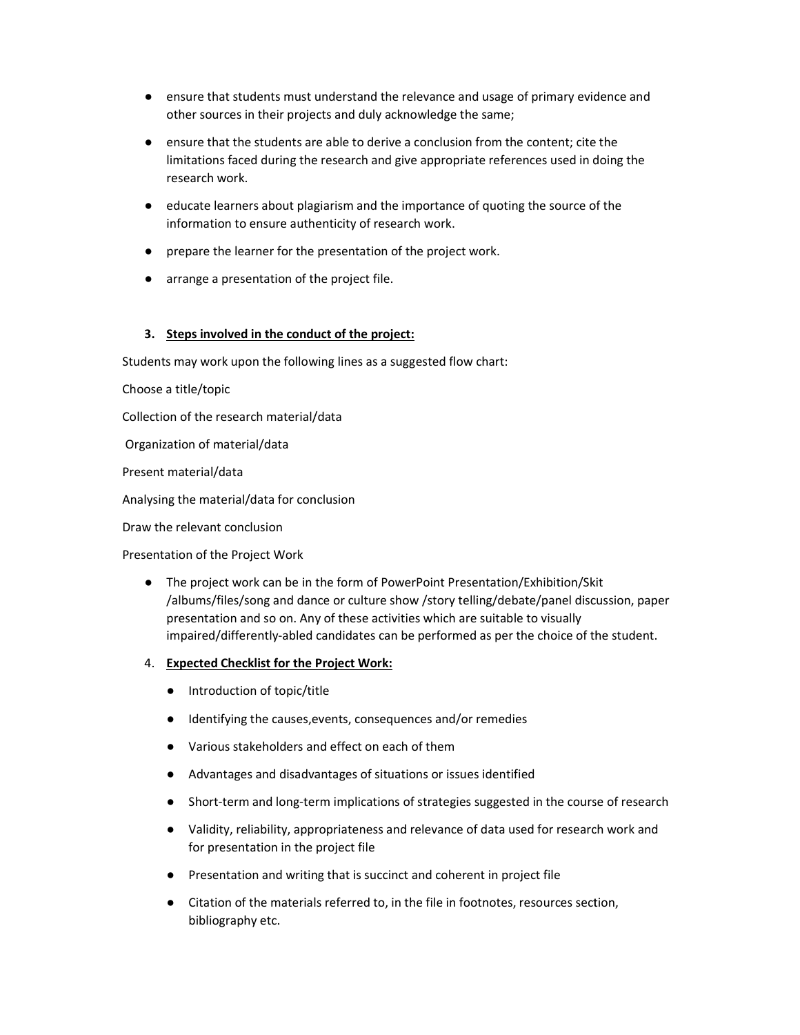- ensure that students must understand the relevance and usage of primary evidence and other sources in their projects and duly acknowledge the same;
- ensure that the students are able to derive a conclusion from the content; cite the limitations faced during the research and give appropriate references used in doing the research work.
- educate learners about plagiarism and the importance of quoting the source of the information to ensure authenticity of research work.
- prepare the learner for the presentation of the project work.
- arrange a presentation of the project file.

3. **Steps involved in the conduct of the project:**

Students may work upon the following lines as a suggested flow chart:

Choose a title/topic

Collection of the research material/data

Organization of material/data

Present material/data

Analysing the material/data for conclusion

Draw the relevant conclusion

Presentation of the Project Work

- The project work can be in the form of PowerPoint Presentation/Exhibition/Skit /albums/files/song and dance or culture show /story telling/debate/panel discussion, paper presentation and so on. Any of these activities which are suitable to visually impaired/differently-abled candidates can be performed as per the choice of the student.

4. **Expected Checklist for the Project Work:**

   - Introduction of topic/title
   - Identifying the causes,events, consequences and/or remedies
   - Various stakeholders and effect on each of them
   - Advantages and disadvantages of situations or issues identified
   - Short-term and long-term implications of strategies suggested in the course of research
   - Validity, reliability, appropriateness and relevance of data used for research work and for presentation in the project file
   - Presentation and writing that is succinct and coherent in project file
   - Citation of the materials referred to, in the file in footnotes, resources section, bibliography etc.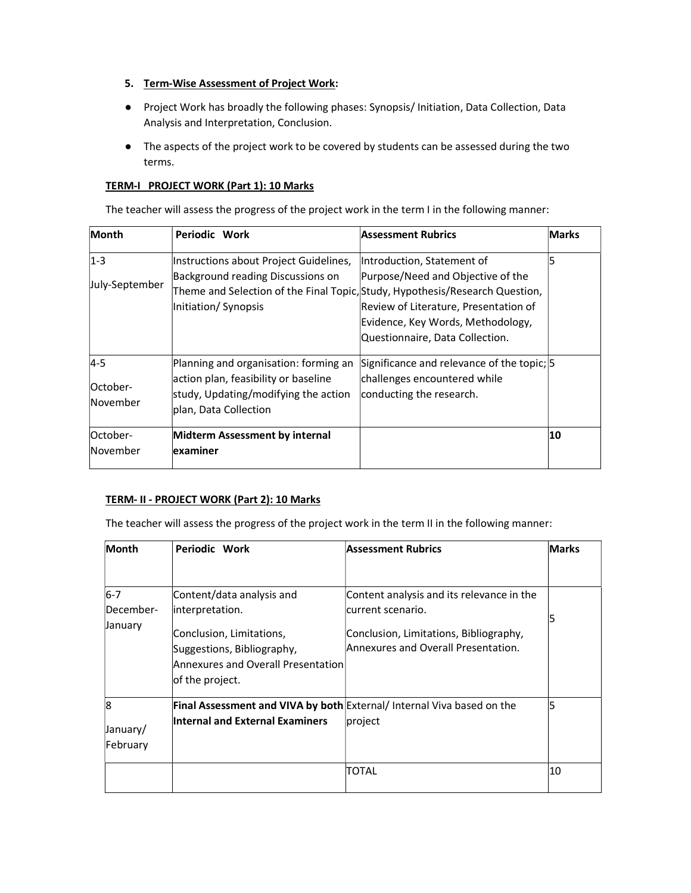5. **Term-Wise Assessment of Project Work:**

- Project Work has broadly the following phases: Synopsis/ Initiation, Data Collection, Data Analysis and Interpretation, Conclusion.
- The aspects of the project work to be covered by students can be assessed during the two terms.

**TERM-I PROJECT WORK (Part 1): 10 Marks**

The teacher will assess the progress of the project work in the term I in the following manner:

| Month | Periodic Work | Assessment Rubrics | Marks |
|---|---|---|---|
| 1-3 July-September | Instructions about Project Guidelines, Background reading Discussions on Theme and Selection of the Final Topic, Initiation/ Synopsis | Introduction, Statement of Purpose/Need and Objective of the Study, Hypothesis/Research Question, Review of Literature, Presentation of Evidence, Key Words, Methodology, Questionnaire, Data Collection. | 5 |
| 4-5 October-November | Planning and organisation: forming an action plan, feasibility or baseline study, Updating/modifying the action plan, Data Collection | Significance and relevance of the topic; challenges encountered while conducting the research. | 5 |
| October-November | **Midterm Assessment by internal examiner** | | **10** |

**TERM- II - PROJECT WORK (Part 2): 10 Marks**

The teacher will assess the progress of the project work in the term II in the following manner:

| Month | Periodic Work | Assessment Rubrics | Marks |
|---|---|---|---|
| 6-7 December-January | Content/data analysis and interpretation.<br><br>Conclusion, Limitations, Suggestions, Bibliography, Annexures and Overall Presentation of the project. | Content analysis and its relevance in the current scenario.<br><br>Conclusion, Limitations, Bibliography, Annexures and Overall Presentation. | 5 |
| 8 January/ February | **Final Assessment and VIVA by both Internal and External Examiners** | External/ Internal Viva based on the project | 5 |
| | | TOTAL | 10 |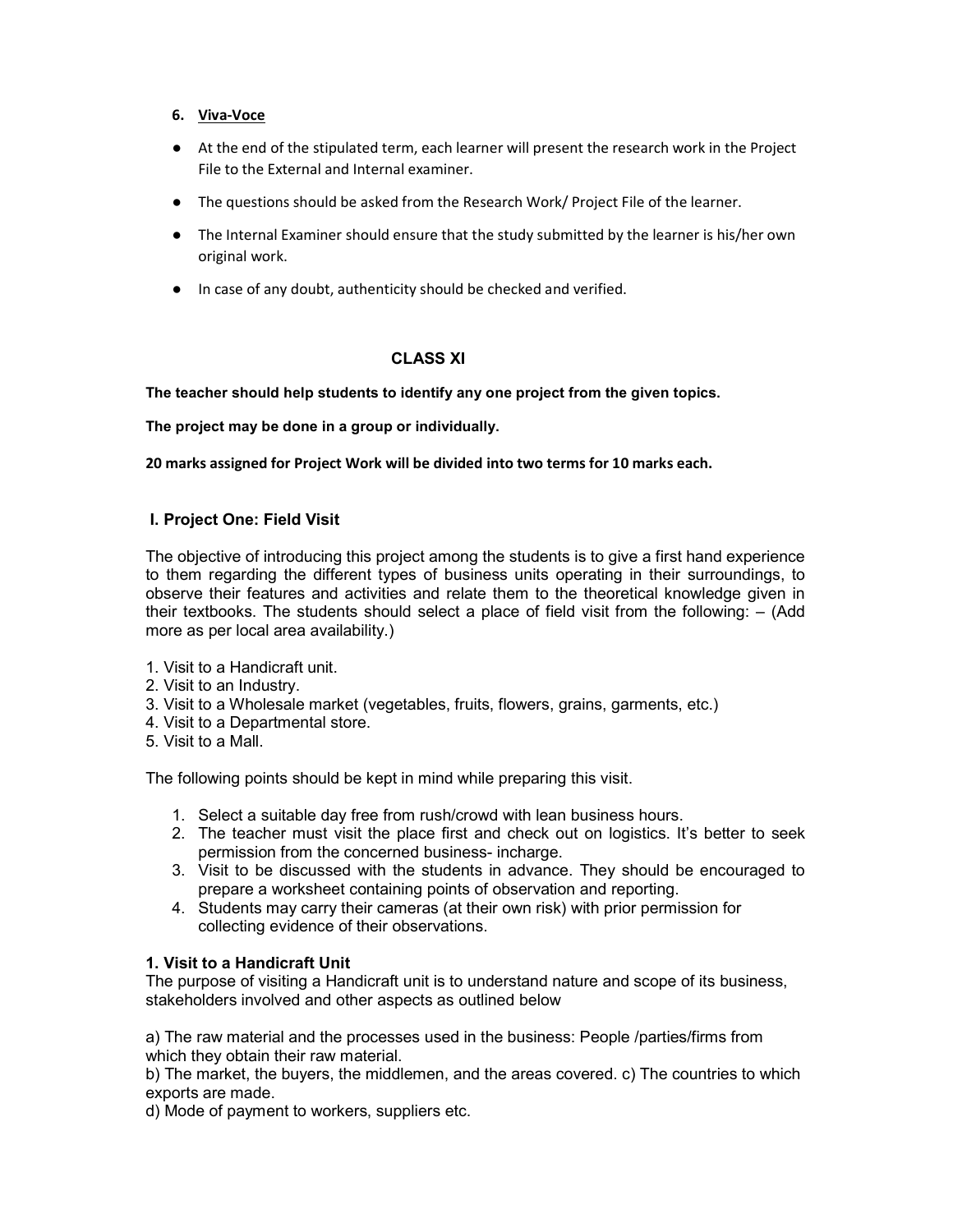6. **Viva-Voce**

- At the end of the stipulated term, each learner will present the research work in the Project File to the External and Internal examiner.
- The questions should be asked from the Research Work/ Project File of the learner.
- The Internal Examiner should ensure that the study submitted by the learner is his/her own original work.
- In case of any doubt, authenticity should be checked and verified.

## CLASS XI

**The teacher should help students to identify any one project from the given topics.**

**The project may be done in a group or individually.**

**20 marks assigned for Project Work will be divided into two terms for 10 marks each.**

### I. Project One: Field Visit

The objective of introducing this project among the students is to give a first hand experience to them regarding the different types of business units operating in their surroundings, to observe their features and activities and relate them to the theoretical knowledge given in their textbooks. The students should select a place of field visit from the following: – (Add more as per local area availability.)

1. Visit to a Handicraft unit.
2. Visit to an Industry.
3. Visit to a Wholesale market (vegetables, fruits, flowers, grains, garments, etc.)
4. Visit to a Departmental store.
5. Visit to a Mall.

The following points should be kept in mind while preparing this visit.

1. Select a suitable day free from rush/crowd with lean business hours.
2. The teacher must visit the place first and check out on logistics. It's better to seek permission from the concerned business- incharge.
3. Visit to be discussed with the students in advance. They should be encouraged to prepare a worksheet containing points of observation and reporting.
4. Students may carry their cameras (at their own risk) with prior permission for collecting evidence of their observations.

**1. Visit to a Handicraft Unit**

The purpose of visiting a Handicraft unit is to understand nature and scope of its business, stakeholders involved and other aspects as outlined below

a) The raw material and the processes used in the business: People /parties/firms from which they obtain their raw material.

b) The market, the buyers, the middlemen, and the areas covered. c) The countries to which exports are made.

d) Mode of payment to workers, suppliers etc.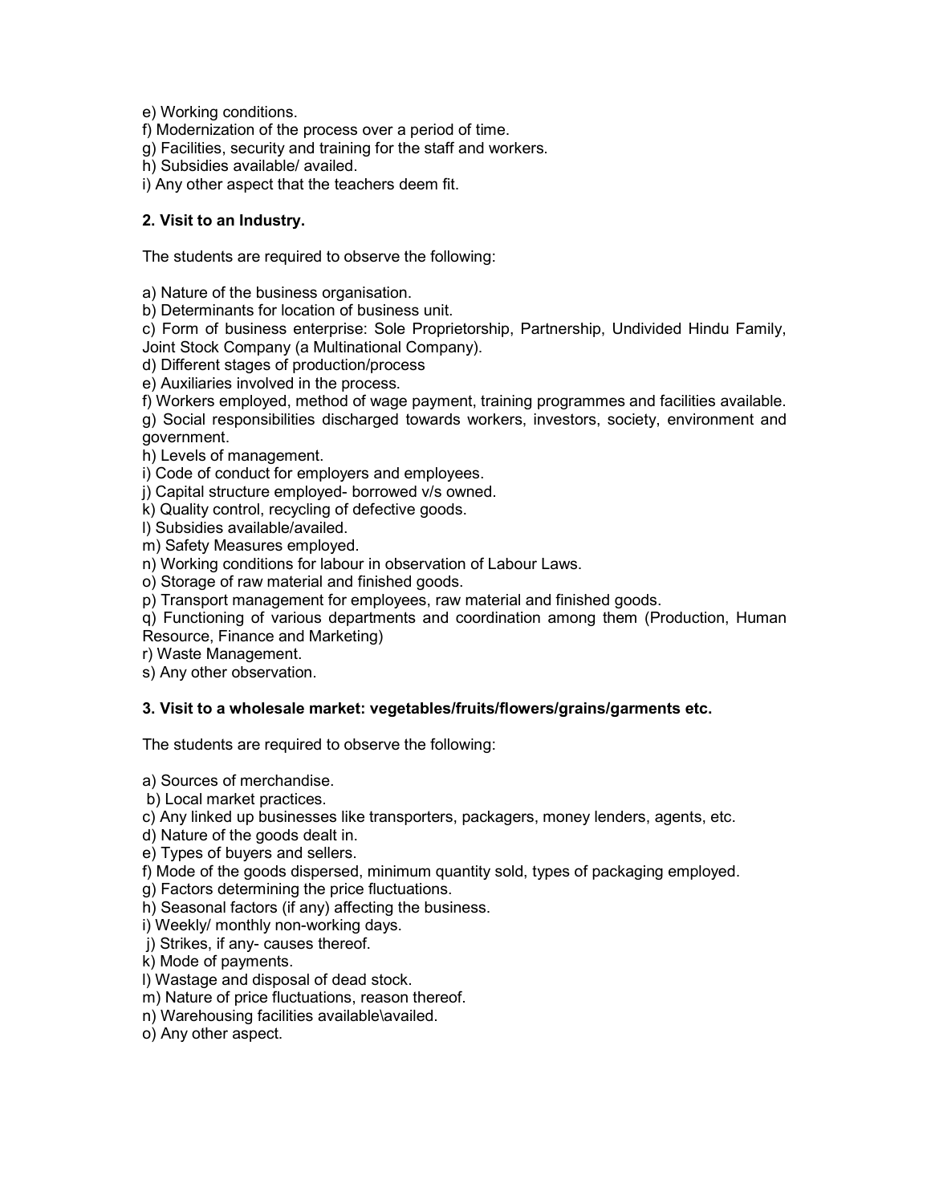e) Working conditions.
f) Modernization of the process over a period of time.
g) Facilities, security and training for the staff and workers.
h) Subsidies available/ availed.
i) Any other aspect that the teachers deem fit.

**2. Visit to an Industry.**

The students are required to observe the following:

a) Nature of the business organisation.
b) Determinants for location of business unit.
c) Form of business enterprise: Sole Proprietorship, Partnership, Undivided Hindu Family, Joint Stock Company (a Multinational Company).
d) Different stages of production/process
e) Auxiliaries involved in the process.
f) Workers employed, method of wage payment, training programmes and facilities available.
g) Social responsibilities discharged towards workers, investors, society, environment and government.
h) Levels of management.
i) Code of conduct for employers and employees.
j) Capital structure employed- borrowed v/s owned.
k) Quality control, recycling of defective goods.
l) Subsidies available/availed.
m) Safety Measures employed.
n) Working conditions for labour in observation of Labour Laws.
o) Storage of raw material and finished goods.
p) Transport management for employees, raw material and finished goods.
q) Functioning of various departments and coordination among them (Production, Human Resource, Finance and Marketing)
r) Waste Management.
s) Any other observation.

**3. Visit to a wholesale market: vegetables/fruits/flowers/grains/garments etc.**

The students are required to observe the following:

a) Sources of merchandise.
b) Local market practices.
c) Any linked up businesses like transporters, packagers, money lenders, agents, etc.
d) Nature of the goods dealt in.
e) Types of buyers and sellers.
f) Mode of the goods dispersed, minimum quantity sold, types of packaging employed.
g) Factors determining the price fluctuations.
h) Seasonal factors (if any) affecting the business.
i) Weekly/ monthly non-working days.
j) Strikes, if any- causes thereof.
k) Mode of payments.
l) Wastage and disposal of dead stock.
m) Nature of price fluctuations, reason thereof.
n) Warehousing facilities available\availed.
o) Any other aspect.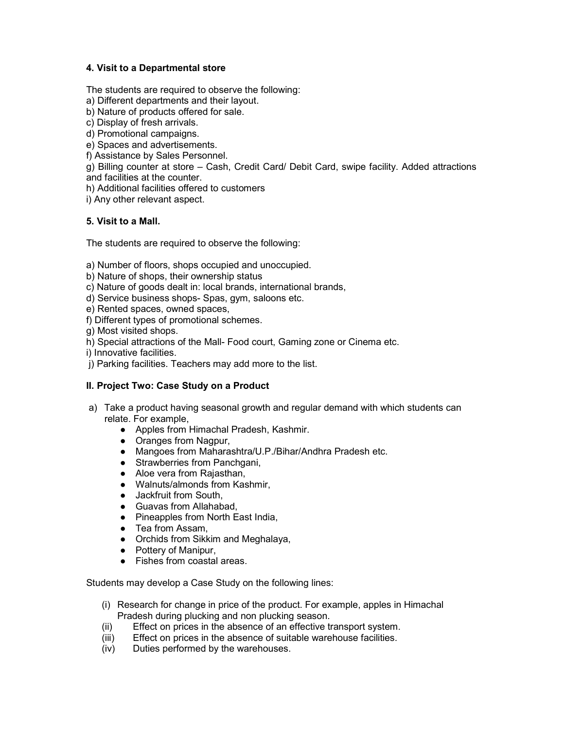**4. Visit to a Departmental store**

The students are required to observe the following:

a) Different departments and their layout.
b) Nature of products offered for sale.
c) Display of fresh arrivals.
d) Promotional campaigns.
e) Spaces and advertisements.
f) Assistance by Sales Personnel.
g) Billing counter at store – Cash, Credit Card/ Debit Card, swipe facility. Added attractions and facilities at the counter.
h) Additional facilities offered to customers
i) Any other relevant aspect.

**5. Visit to a Mall.**

The students are required to observe the following:

a) Number of floors, shops occupied and unoccupied.
b) Nature of shops, their ownership status
c) Nature of goods dealt in: local brands, international brands,
d) Service business shops- Spas, gym, saloons etc.
e) Rented spaces, owned spaces,
f) Different types of promotional schemes.
g) Most visited shops.
h) Special attractions of the Mall- Food court, Gaming zone or Cinema etc.
i) Innovative facilities.
j) Parking facilities. Teachers may add more to the list.

**II. Project Two: Case Study on a Product**

a) Take a product having seasonal growth and regular demand with which students can relate. For example,
   - Apples from Himachal Pradesh, Kashmir.
   - Oranges from Nagpur,
   - Mangoes from Maharashtra/U.P./Bihar/Andhra Pradesh etc.
   - Strawberries from Panchgani,
   - Aloe vera from Rajasthan,
   - Walnuts/almonds from Kashmir,
   - Jackfruit from South,
   - Guavas from Allahabad,
   - Pineapples from North East India,
   - Tea from Assam,
   - Orchids from Sikkim and Meghalaya,
   - Pottery of Manipur,
   - Fishes from coastal areas.

Students may develop a Case Study on the following lines:

(i) Research for change in price of the product. For example, apples in Himachal Pradesh during plucking and non plucking season.
(ii) Effect on prices in the absence of an effective transport system.
(iii) Effect on prices in the absence of suitable warehouse facilities.
(iv) Duties performed by the warehouses.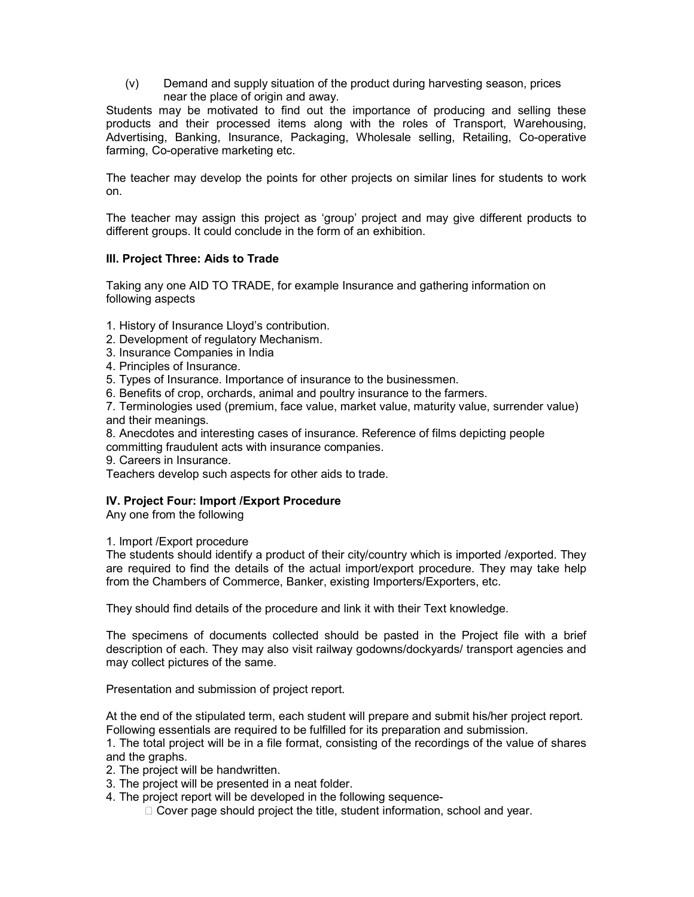(v) Demand and supply situation of the product during harvesting season, prices near the place of origin and away.

Students may be motivated to find out the importance of producing and selling these products and their processed items along with the roles of Transport, Warehousing, Advertising, Banking, Insurance, Packaging, Wholesale selling, Retailing, Co-operative farming, Co-operative marketing etc.

The teacher may develop the points for other projects on similar lines for students to work on.

The teacher may assign this project as 'group' project and may give different products to different groups. It could conclude in the form of an exhibition.

**III. Project Three: Aids to Trade**

Taking any one AID TO TRADE, for example Insurance and gathering information on following aspects

1. History of Insurance Lloyd's contribution.
2. Development of regulatory Mechanism.
3. Insurance Companies in India
4. Principles of Insurance.
5. Types of Insurance. Importance of insurance to the businessmen.
6. Benefits of crop, orchards, animal and poultry insurance to the farmers.
7. Terminologies used (premium, face value, market value, maturity value, surrender value) and their meanings.
8. Anecdotes and interesting cases of insurance. Reference of films depicting people committing fraudulent acts with insurance companies.
9. Careers in Insurance.

Teachers develop such aspects for other aids to trade.

**IV. Project Four: Import /Export Procedure**

Any one from the following

1. Import /Export procedure

The students should identify a product of their city/country which is imported /exported. They are required to find the details of the actual import/export procedure. They may take help from the Chambers of Commerce, Banker, existing Importers/Exporters, etc.

They should find details of the procedure and link it with their Text knowledge.

The specimens of documents collected should be pasted in the Project file with a brief description of each. They may also visit railway godowns/dockyards/ transport agencies and may collect pictures of the same.

Presentation and submission of project report.

At the end of the stipulated term, each student will prepare and submit his/her project report. Following essentials are required to be fulfilled for its preparation and submission.

1. The total project will be in a file format, consisting of the recordings of the value of shares and the graphs.
2. The project will be handwritten.
3. The project will be presented in a neat folder.
4. The project report will be developed in the following sequence-
   - Cover page should project the title, student information, school and year.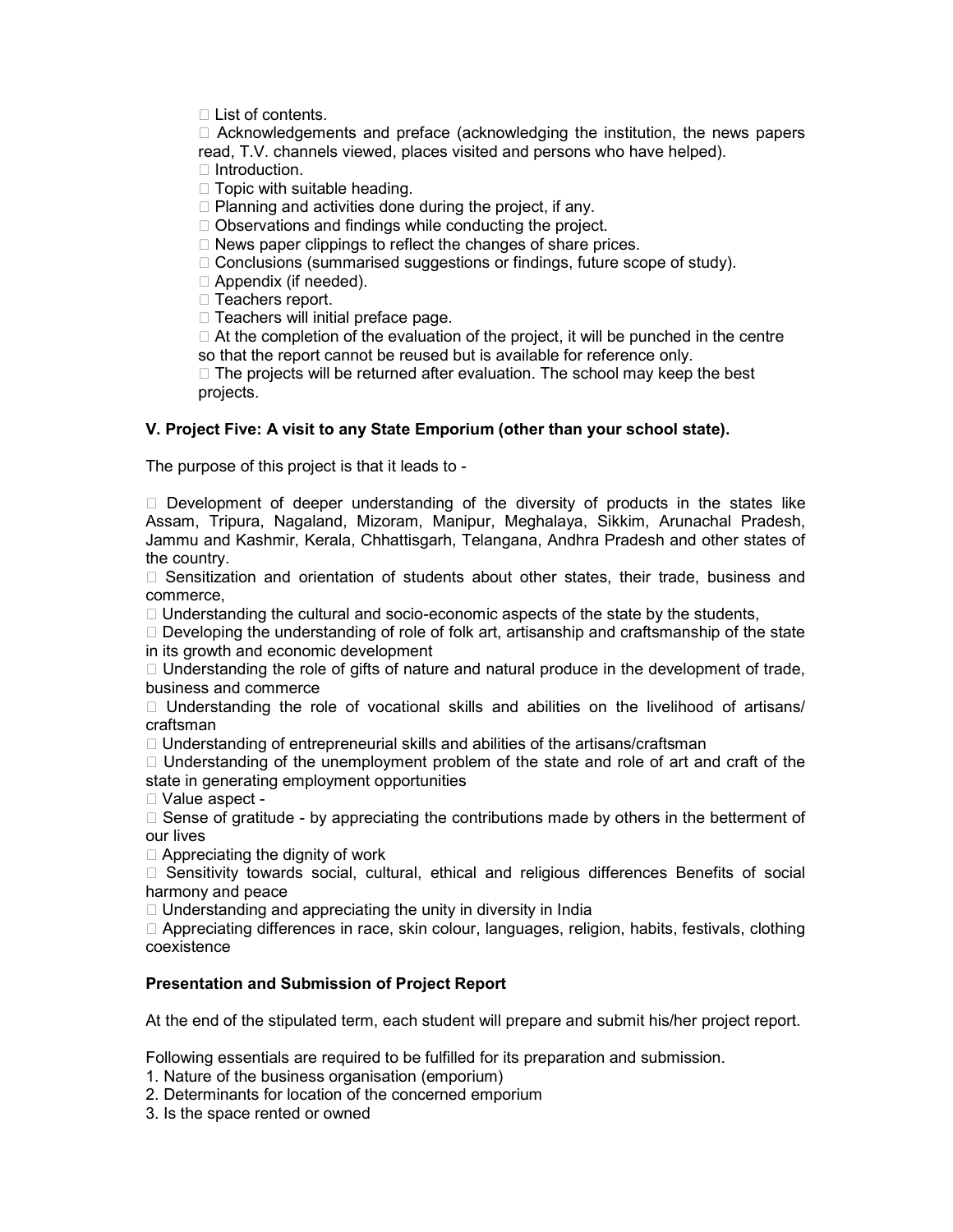- List of contents.
- Acknowledgements and preface (acknowledging the institution, the news papers read, T.V. channels viewed, places visited and persons who have helped).
- Introduction.
- Topic with suitable heading.
- Planning and activities done during the project, if any.
- Observations and findings while conducting the project.
- News paper clippings to reflect the changes of share prices.
- Conclusions (summarised suggestions or findings, future scope of study).
- Appendix (if needed).
- Teachers report.
- Teachers will initial preface page.
- At the completion of the evaluation of the project, it will be punched in the centre so that the report cannot be reused but is available for reference only.
- The projects will be returned after evaluation. The school may keep the best projects.

### V. Project Five: A visit to any State Emporium (other than your school state).

The purpose of this project is that it leads to -

- Development of deeper understanding of the diversity of products in the states like Assam, Tripura, Nagaland, Mizoram, Manipur, Meghalaya, Sikkim, Arunachal Pradesh, Jammu and Kashmir, Kerala, Chhattisgarh, Telangana, Andhra Pradesh and other states of the country.
- Sensitization and orientation of students about other states, their trade, business and commerce,
- Understanding the cultural and socio-economic aspects of the state by the students,
- Developing the understanding of role of folk art, artisanship and craftsmanship of the state in its growth and economic development
- Understanding the role of gifts of nature and natural produce in the development of trade, business and commerce
- Understanding the role of vocational skills and abilities on the livelihood of artisans/ craftsman
- Understanding of entrepreneurial skills and abilities of the artisans/craftsman
- Understanding of the unemployment problem of the state and role of art and craft of the state in generating employment opportunities
- Value aspect -
- Sense of gratitude - by appreciating the contributions made by others in the betterment of our lives
- Appreciating the dignity of work
- Sensitivity towards social, cultural, ethical and religious differences Benefits of social harmony and peace
- Understanding and appreciating the unity in diversity in India
- Appreciating differences in race, skin colour, languages, religion, habits, festivals, clothing coexistence

**Presentation and Submission of Project Report**

At the end of the stipulated term, each student will prepare and submit his/her project report.

Following essentials are required to be fulfilled for its preparation and submission.

1. Nature of the business organisation (emporium)
2. Determinants for location of the concerned emporium
3. Is the space rented or owned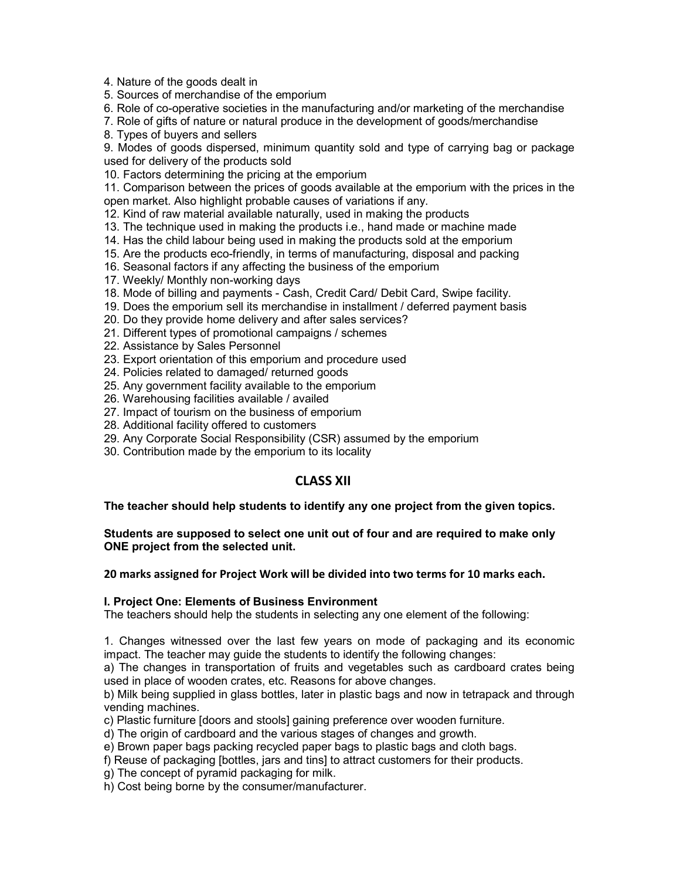4. Nature of the goods dealt in
5. Sources of merchandise of the emporium
6. Role of co-operative societies in the manufacturing and/or marketing of the merchandise
7. Role of gifts of nature or natural produce in the development of goods/merchandise
8. Types of buyers and sellers
9. Modes of goods dispersed, minimum quantity sold and type of carrying bag or package used for delivery of the products sold
10. Factors determining the pricing at the emporium
11. Comparison between the prices of goods available at the emporium with the prices in the open market. Also highlight probable causes of variations if any.
12. Kind of raw material available naturally, used in making the products
13. The technique used in making the products i.e., hand made or machine made
14. Has the child labour being used in making the products sold at the emporium
15. Are the products eco-friendly, in terms of manufacturing, disposal and packing
16. Seasonal factors if any affecting the business of the emporium
17. Weekly/ Monthly non-working days
18. Mode of billing and payments - Cash, Credit Card/ Debit Card, Swipe facility.
19. Does the emporium sell its merchandise in installment / deferred payment basis
20. Do they provide home delivery and after sales services?
21. Different types of promotional campaigns / schemes
22. Assistance by Sales Personnel
23. Export orientation of this emporium and procedure used
24. Policies related to damaged/ returned goods
25. Any government facility available to the emporium
26. Warehousing facilities available / availed
27. Impact of tourism on the business of emporium
28. Additional facility offered to customers
29. Any Corporate Social Responsibility (CSR) assumed by the emporium
30. Contribution made by the emporium to its locality

## CLASS XII

**The teacher should help students to identify any one project from the given topics.**

**Students are supposed to select one unit out of four and are required to make only ONE project from the selected unit.**

**20 marks assigned for Project Work will be divided into two terms for 10 marks each.**

**I. Project One: Elements of Business Environment**

The teachers should help the students in selecting any one element of the following:

1. Changes witnessed over the last few years on mode of packaging and its economic impact. The teacher may guide the students to identify the following changes:

a) The changes in transportation of fruits and vegetables such as cardboard crates being used in place of wooden crates, etc. Reasons for above changes.

b) Milk being supplied in glass bottles, later in plastic bags and now in tetrapack and through vending machines.

c) Plastic furniture [doors and stools] gaining preference over wooden furniture.

d) The origin of cardboard and the various stages of changes and growth.

e) Brown paper bags packing recycled paper bags to plastic bags and cloth bags.

f) Reuse of packaging [bottles, jars and tins] to attract customers for their products.

g) The concept of pyramid packaging for milk.

h) Cost being borne by the consumer/manufacturer.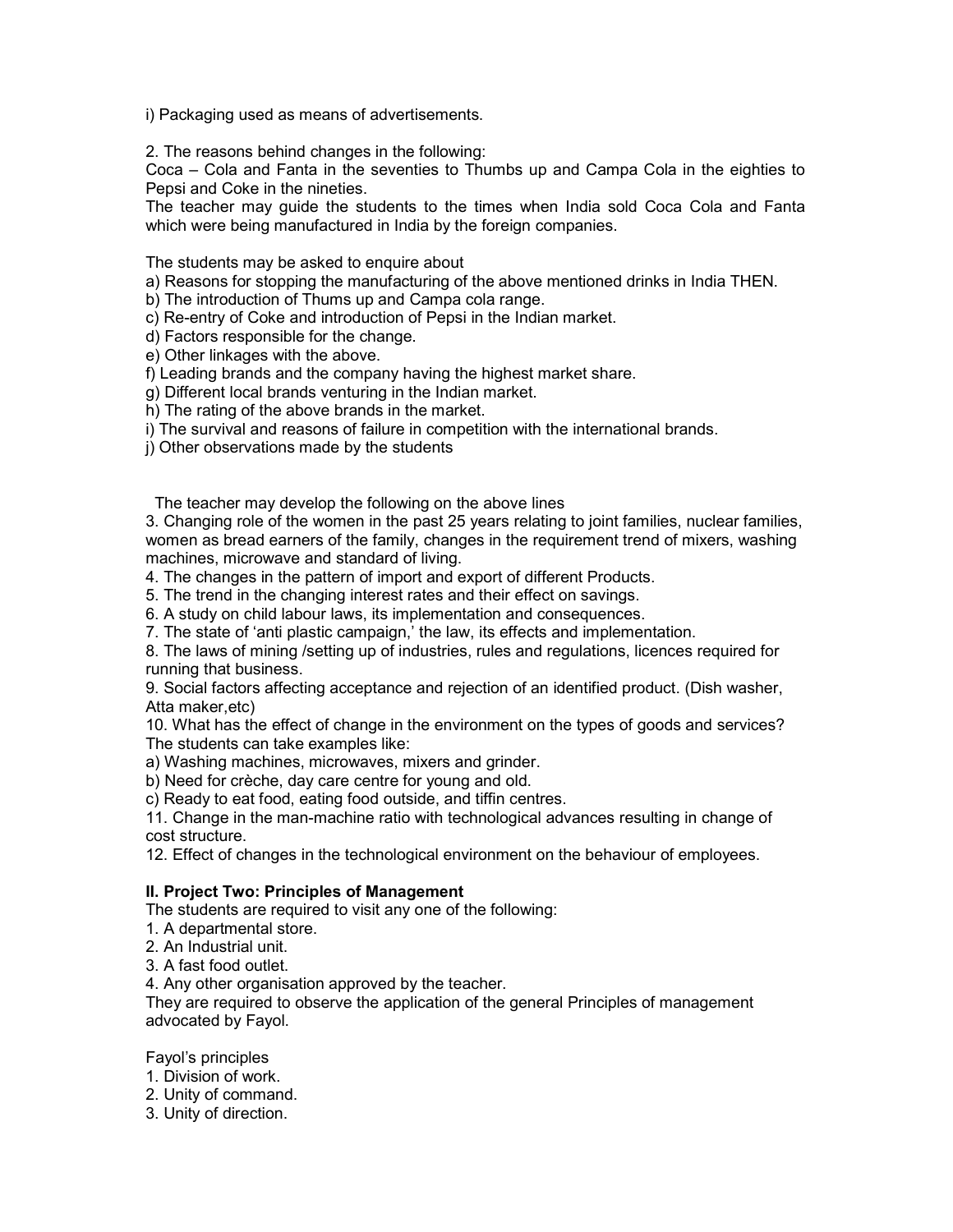i) Packaging used as means of advertisements.

2. The reasons behind changes in the following:
Coca – Cola and Fanta in the seventies to Thumbs up and Campa Cola in the eighties to Pepsi and Coke in the nineties.
The teacher may guide the students to the times when India sold Coca Cola and Fanta which were being manufactured in India by the foreign companies.

The students may be asked to enquire about
a) Reasons for stopping the manufacturing of the above mentioned drinks in India THEN.
b) The introduction of Thums up and Campa cola range.
c) Re-entry of Coke and introduction of Pepsi in the Indian market.
d) Factors responsible for the change.
e) Other linkages with the above.
f) Leading brands and the company having the highest market share.
g) Different local brands venturing in the Indian market.
h) The rating of the above brands in the market.
i) The survival and reasons of failure in competition with the international brands.
j) Other observations made by the students

The teacher may develop the following on the above lines
3. Changing role of the women in the past 25 years relating to joint families, nuclear families, women as bread earners of the family, changes in the requirement trend of mixers, washing machines, microwave and standard of living.
4. The changes in the pattern of import and export of different Products.
5. The trend in the changing interest rates and their effect on savings.
6. A study on child labour laws, its implementation and consequences.
7. The state of 'anti plastic campaign,' the law, its effects and implementation.
8. The laws of mining /setting up of industries, rules and regulations, licences required for running that business.
9. Social factors affecting acceptance and rejection of an identified product. (Dish washer, Atta maker,etc)
10. What has the effect of change in the environment on the types of goods and services? The students can take examples like:
a) Washing machines, microwaves, mixers and grinder.
b) Need for crèche, day care centre for young and old.
c) Ready to eat food, eating food outside, and tiffin centres.
11. Change in the man-machine ratio with technological advances resulting in change of cost structure.
12. Effect of changes in the technological environment on the behaviour of employees.

**II. Project Two: Principles of Management**
The students are required to visit any one of the following:
1. A departmental store.
2. An Industrial unit.
3. A fast food outlet.
4. Any other organisation approved by the teacher.
They are required to observe the application of the general Principles of management advocated by Fayol.

Fayol's principles
1. Division of work.
2. Unity of command.
3. Unity of direction.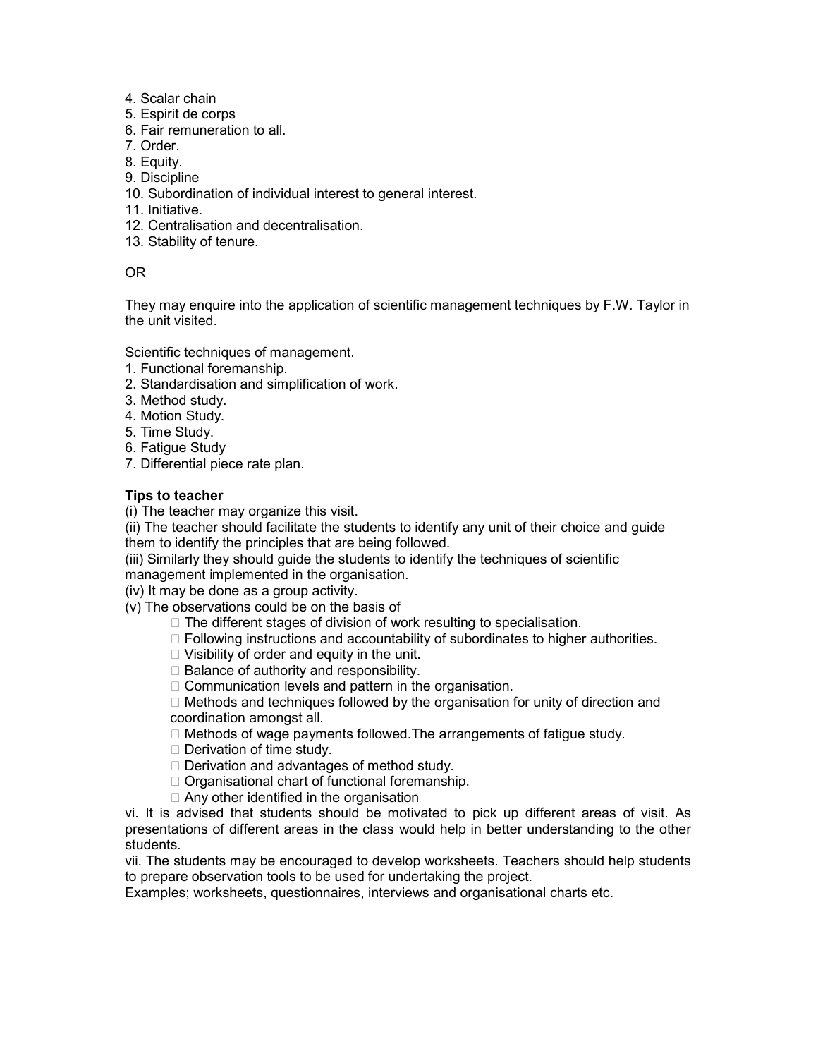4. Scalar chain
5. Espirit de corps
6. Fair remuneration to all.
7. Order.
8. Equity.
9. Discipline
10. Subordination of individual interest to general interest.
11. Initiative.
12. Centralisation and decentralisation.
13. Stability of tenure.

OR

They may enquire into the application of scientific management techniques by F.W. Taylor in the unit visited.

Scientific techniques of management.

1. Functional foremanship.
2. Standardisation and simplification of work.
3. Method study.
4. Motion Study.
5. Time Study.
6. Fatigue Study
7. Differential piece rate plan.

**Tips to teacher**

(i) The teacher may organize this visit.

(ii) The teacher should facilitate the students to identify any unit of their choice and guide them to identify the principles that are being followed.

(iii) Similarly they should guide the students to identify the techniques of scientific management implemented in the organisation.

(iv) It may be done as a group activity.

(v) The observations could be on the basis of

- The different stages of division of work resulting to specialisation.
- Following instructions and accountability of subordinates to higher authorities.
- Visibility of order and equity in the unit.
- Balance of authority and responsibility.
- Communication levels and pattern in the organisation.
- Methods and techniques followed by the organisation for unity of direction and coordination amongst all.
- Methods of wage payments followed.The arrangements of fatigue study.
- Derivation of time study.
- Derivation and advantages of method study.
- Organisational chart of functional foremanship.
- Any other identified in the organisation

vi. It is advised that students should be motivated to pick up different areas of visit. As presentations of different areas in the class would help in better understanding to the other students.

vii. The students may be encouraged to develop worksheets. Teachers should help students to prepare observation tools to be used for undertaking the project.

Examples; worksheets, questionnaires, interviews and organisational charts etc.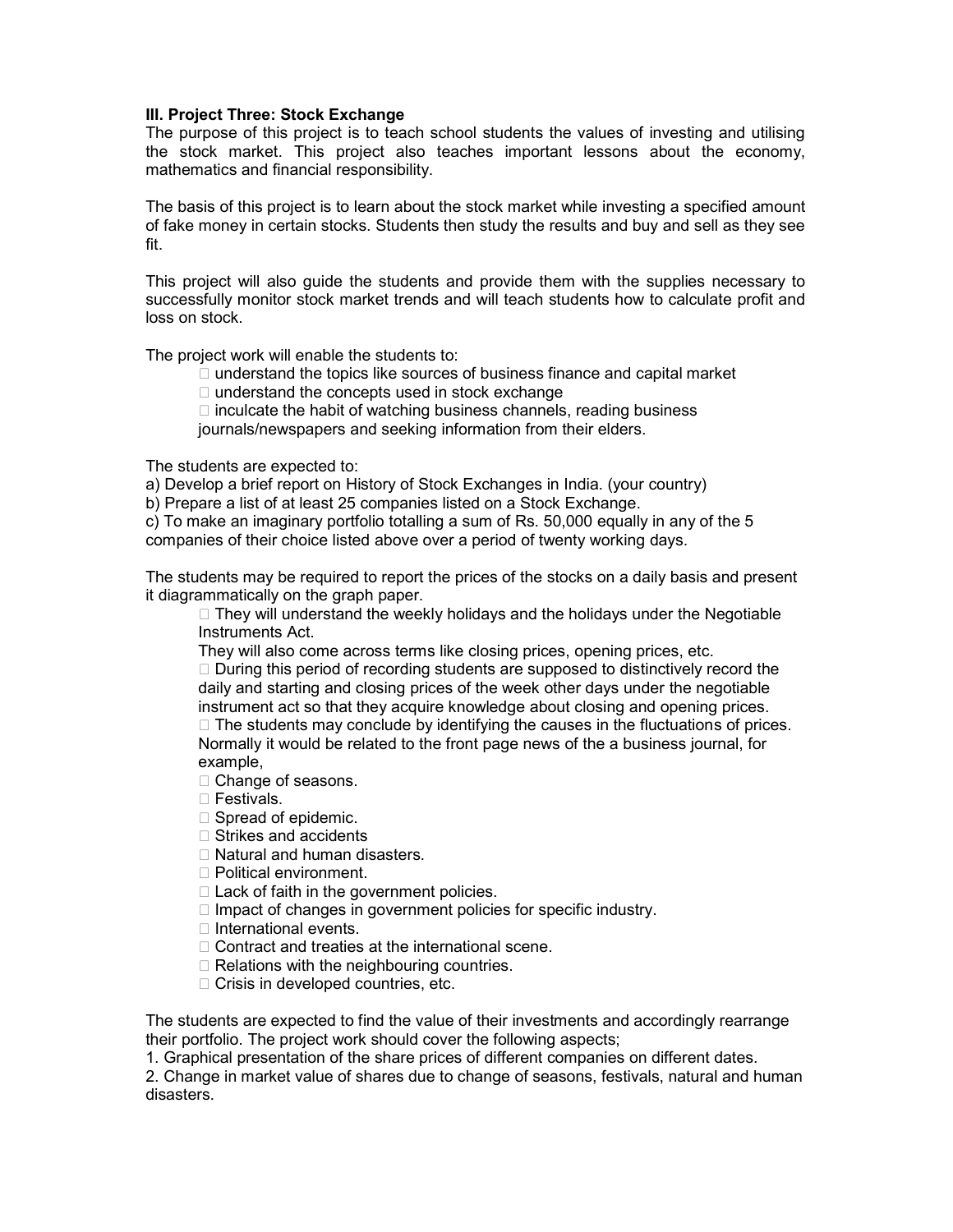### III. Project Three: Stock Exchange

The purpose of this project is to teach school students the values of investing and utilising the stock market. This project also teaches important lessons about the economy, mathematics and financial responsibility.

The basis of this project is to learn about the stock market while investing a specified amount of fake money in certain stocks. Students then study the results and buy and sell as they see fit.

This project will also guide the students and provide them with the supplies necessary to successfully monitor stock market trends and will teach students how to calculate profit and loss on stock.

The project work will enable the students to:

- understand the topics like sources of business finance and capital market
- understand the concepts used in stock exchange
- inculcate the habit of watching business channels, reading business journals/newspapers and seeking information from their elders.

The students are expected to:

a) Develop a brief report on History of Stock Exchanges in India. (your country)
b) Prepare a list of at least 25 companies listed on a Stock Exchange.
c) To make an imaginary portfolio totalling a sum of Rs. 50,000 equally in any of the 5 companies of their choice listed above over a period of twenty working days.

The students may be required to report the prices of the stocks on a daily basis and present it diagrammatically on the graph paper.

- They will understand the weekly holidays and the holidays under the Negotiable Instruments Act.
  They will also come across terms like closing prices, opening prices, etc.
- During this period of recording students are supposed to distinctively record the daily and starting and closing prices of the week other days under the negotiable instrument act so that they acquire knowledge about closing and opening prices.
- The students may conclude by identifying the causes in the fluctuations of prices. Normally it would be related to the front page news of the a business journal, for example,
- Change of seasons.
- Festivals.
- Spread of epidemic.
- Strikes and accidents
- Natural and human disasters.
- Political environment.
- Lack of faith in the government policies.
- Impact of changes in government policies for specific industry.
- International events.
- Contract and treaties at the international scene.
- Relations with the neighbouring countries.
- Crisis in developed countries, etc.

The students are expected to find the value of their investments and accordingly rearrange their portfolio. The project work should cover the following aspects;

1. Graphical presentation of the share prices of different companies on different dates.
2. Change in market value of shares due to change of seasons, festivals, natural and human disasters.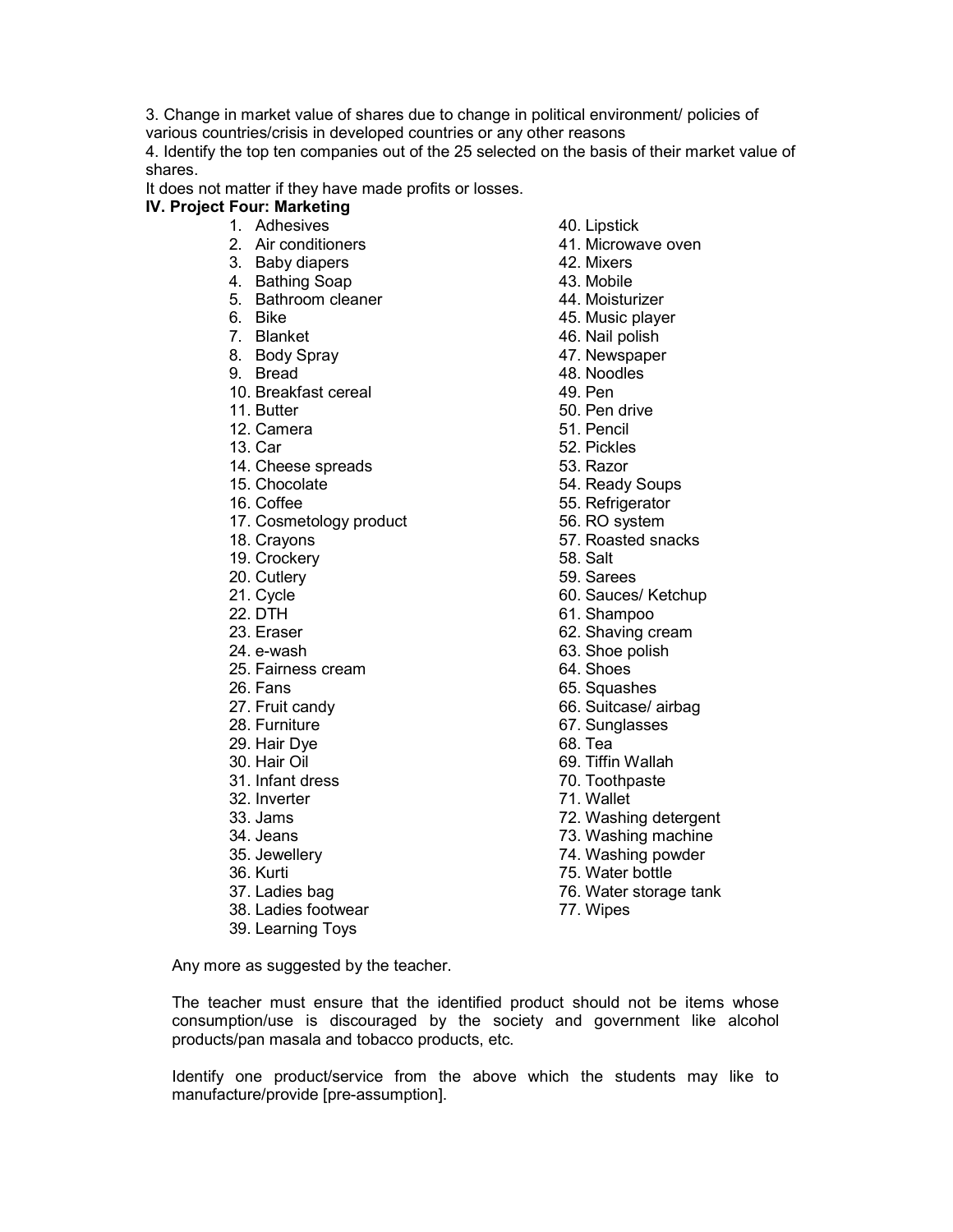3. Change in market value of shares due to change in political environment/ policies of various countries/crisis in developed countries or any other reasons

4. Identify the top ten companies out of the 25 selected on the basis of their market value of shares.

It does not matter if they have made profits or losses.

**IV. Project Four: Marketing**

1. Adhesives
2. Air conditioners
3. Baby diapers
4. Bathing Soap
5. Bathroom cleaner
6. Bike
7. Blanket
8. Body Spray
9. Bread
10. Breakfast cereal
11. Butter
12. Camera
13. Car
14. Cheese spreads
15. Chocolate
16. Coffee
17. Cosmetology product
18. Crayons
19. Crockery
20. Cutlery
21. Cycle
22. DTH
23. Eraser
24. e-wash
25. Fairness cream
26. Fans
27. Fruit candy
28. Furniture
29. Hair Dye
30. Hair Oil
31. Infant dress
32. Inverter
33. Jams
34. Jeans
35. Jewellery
36. Kurti
37. Ladies bag
38. Ladies footwear
39. Learning Toys
40. Lipstick
41. Microwave oven
42. Mixers
43. Mobile
44. Moisturizer
45. Music player
46. Nail polish
47. Newspaper
48. Noodles
49. Pen
50. Pen drive
51. Pencil
52. Pickles
53. Razor
54. Ready Soups
55. Refrigerator
56. RO system
57. Roasted snacks
58. Salt
59. Sarees
60. Sauces/ Ketchup
61. Shampoo
62. Shaving cream
63. Shoe polish
64. Shoes
65. Squashes
66. Suitcase/ airbag
67. Sunglasses
68. Tea
69. Tiffin Wallah
70. Toothpaste
71. Wallet
72. Washing detergent
73. Washing machine
74. Washing powder
75. Water bottle
76. Water storage tank
77. Wipes

Any more as suggested by the teacher.

The teacher must ensure that the identified product should not be items whose consumption/use is discouraged by the society and government like alcohol products/pan masala and tobacco products, etc.

Identify one product/service from the above which the students may like to manufacture/provide [pre-assumption].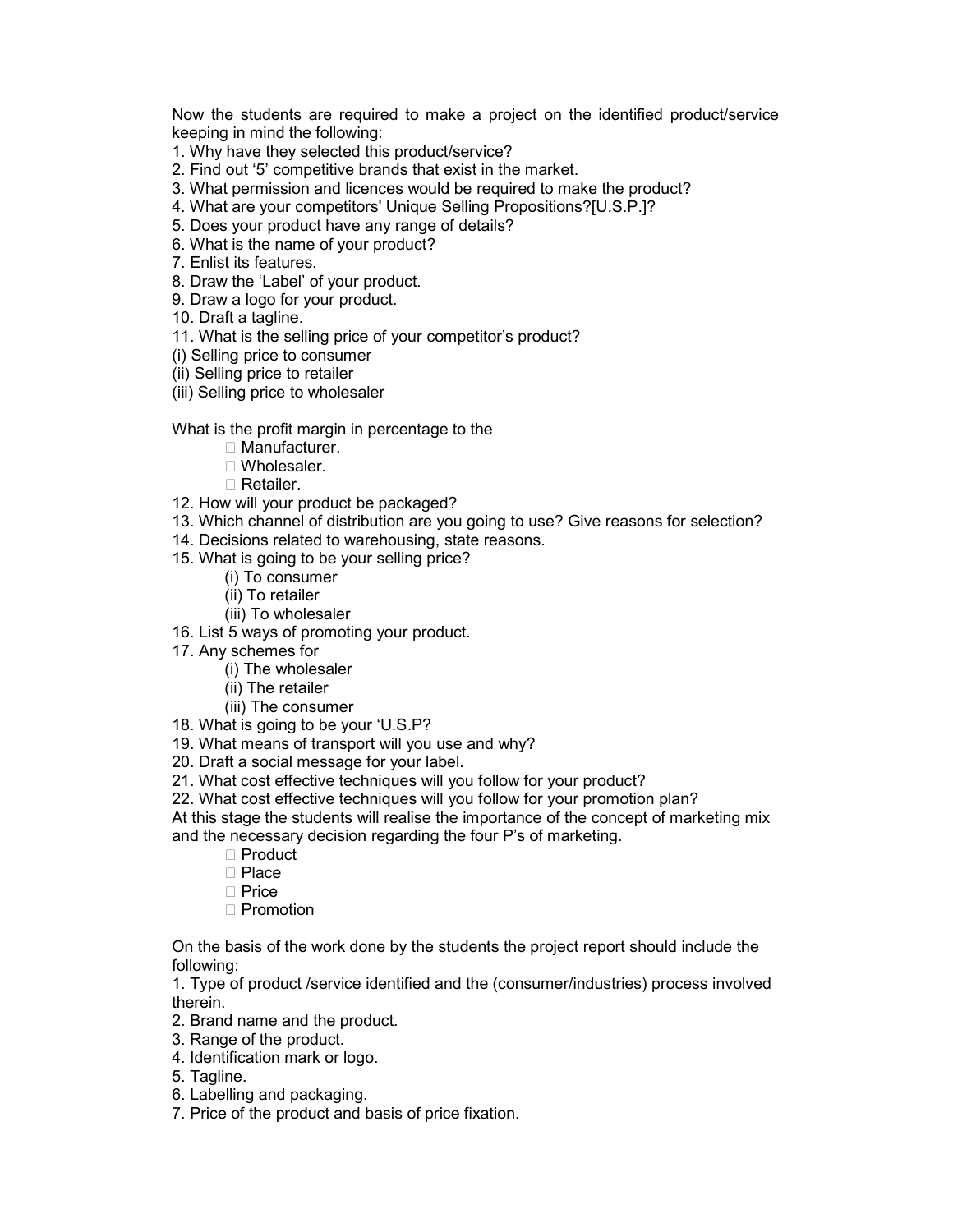Now the students are required to make a project on the identified product/service keeping in mind the following:

1. Why have they selected this product/service?
2. Find out '5' competitive brands that exist in the market.
3. What permission and licences would be required to make the product?
4. What are your competitors' Unique Selling Propositions?[U.S.P.]?
5. Does your product have any range of details?
6. What is the name of your product?
7. Enlist its features.
8. Draw the 'Label' of your product.
9. Draw a logo for your product.
10. Draft a tagline.
11. What is the selling price of your competitor's product?

(i) Selling price to consumer
(ii) Selling price to retailer
(iii) Selling price to wholesaler

What is the profit margin in percentage to the

- Manufacturer.
- Wholesaler.
- Retailer.

12. How will your product be packaged?
13. Which channel of distribution are you going to use? Give reasons for selection?
14. Decisions related to warehousing, state reasons.
15. What is going to be your selling price?
    (i) To consumer
    (ii) To retailer
    (iii) To wholesaler
16. List 5 ways of promoting your product.
17. Any schemes for
    (i) The wholesaler
    (ii) The retailer
    (iii) The consumer
18. What is going to be your 'U.S.P?
19. What means of transport will you use and why?
20. Draft a social message for your label.
21. What cost effective techniques will you follow for your product?
22. What cost effective techniques will you follow for your promotion plan?

At this stage the students will realise the importance of the concept of marketing mix and the necessary decision regarding the four P's of marketing.

- Product
- Place
- Price
- Promotion

On the basis of the work done by the students the project report should include the following:

1. Type of product /service identified and the (consumer/industries) process involved therein.
2. Brand name and the product.
3. Range of the product.
4. Identification mark or logo.
5. Tagline.
6. Labelling and packaging.
7. Price of the product and basis of price fixation.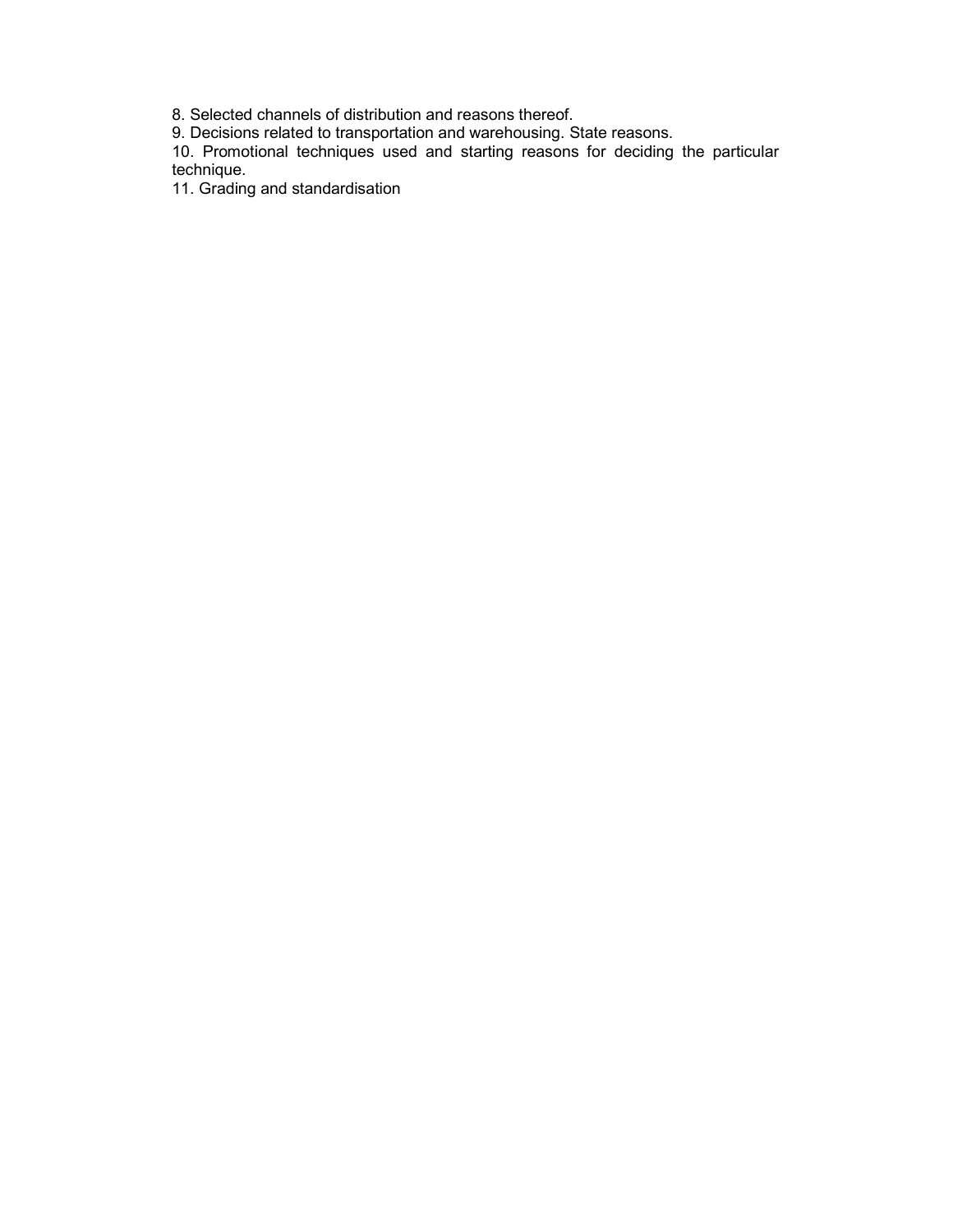8. Selected channels of distribution and reasons thereof.
9. Decisions related to transportation and warehousing. State reasons.
10. Promotional techniques used and starting reasons for deciding the particular technique.
11. Grading and standardisation